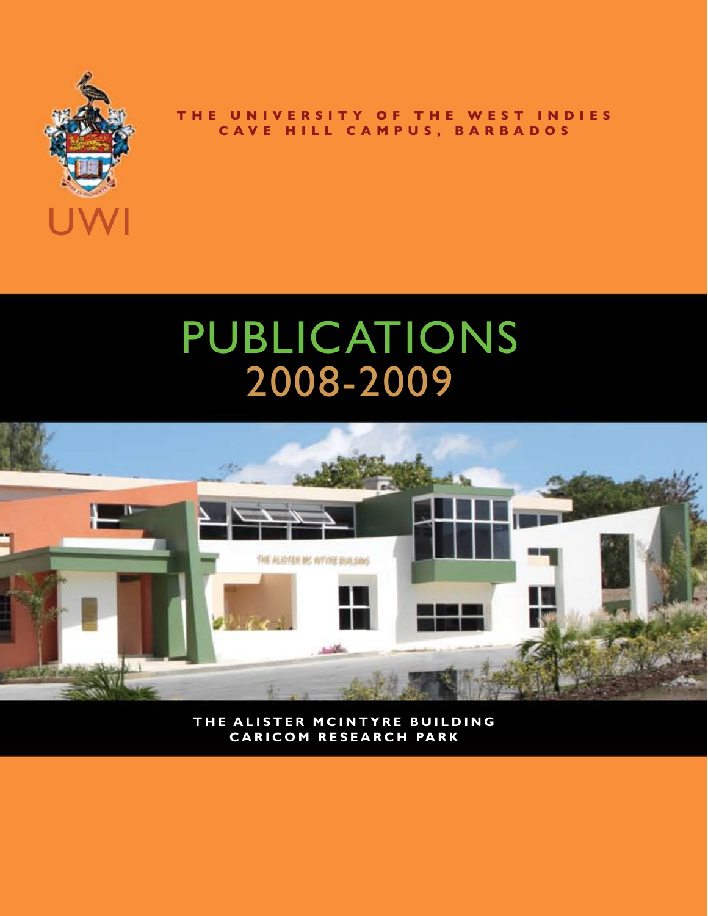UWI

**THE UNIVERSITY OF THE WEST INDIES**
**CAVE HILL CAMPUS, BARBADOS**

# PUBLICATIONS 2008-2009

**THE ALISTER MCINTYRE BUILDING**
**CARICOM RESEARCH PARK**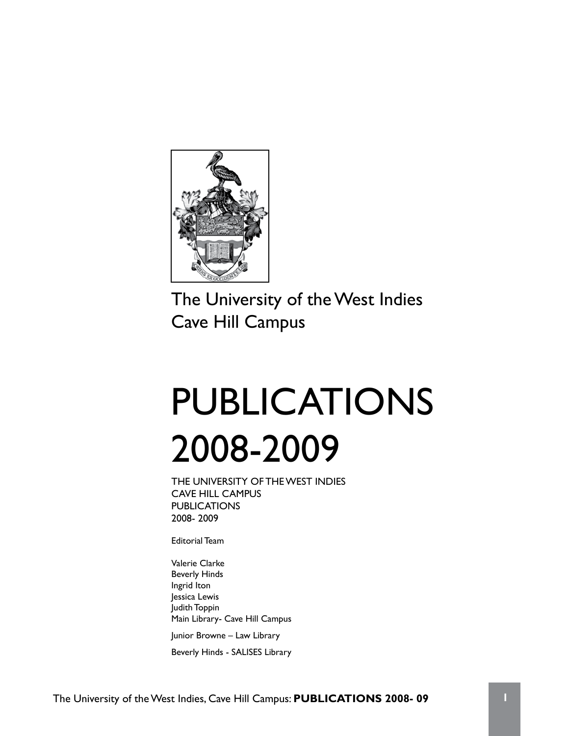The University of the West Indies
Cave Hill Campus

# PUBLICATIONS 2008-2009

THE UNIVERSITY OF THE WEST INDIES
CAVE HILL CAMPUS
PUBLICATIONS
2008- 2009

Editorial Team

Valerie Clarke
Beverly Hinds
Ingrid Iton
Jessica Lewis
Judith Toppin
Main Library- Cave Hill Campus

Junior Browne – Law Library

Beverly Hinds - SALISES Library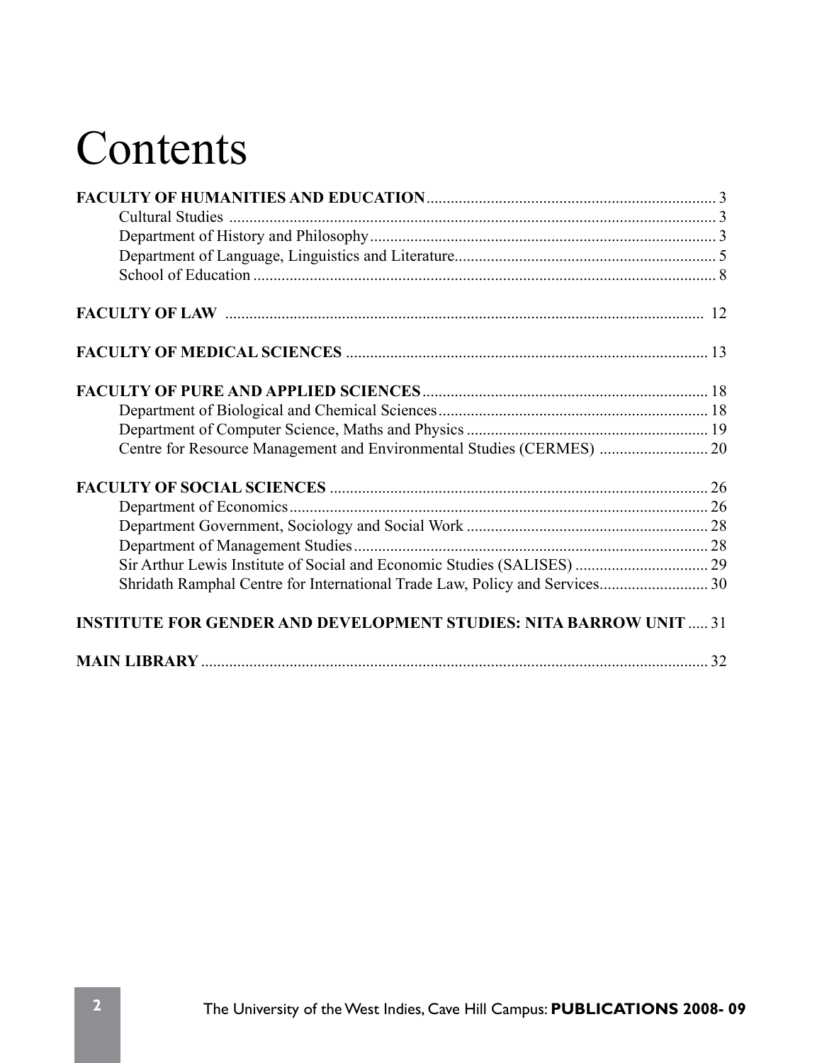# Contents

**FACULTY OF HUMANITIES AND EDUCATION** .......... 3
- Cultural Studies .......... 3
- Department of History and Philosophy .......... 3
- Department of Language, Linguistics and Literature .......... 5
- School of Education .......... 8

**FACULTY OF LAW** .......... 12

**FACULTY OF MEDICAL SCIENCES** .......... 13

**FACULTY OF PURE AND APPLIED SCIENCES** .......... 18
- Department of Biological and Chemical Sciences .......... 18
- Department of Computer Science, Maths and Physics .......... 19
- Centre for Resource Management and Environmental Studies (CERMES) .......... 20

**FACULTY OF SOCIAL SCIENCES** .......... 26
- Department of Economics .......... 26
- Department Government, Sociology and Social Work .......... 28
- Department of Management Studies .......... 28
- Sir Arthur Lewis Institute of Social and Economic Studies (SALISES) .......... 29
- Shridath Ramphal Centre for International Trade Law, Policy and Services .......... 30

**INSTITUTE FOR GENDER AND DEVELOPMENT STUDIES: NITA BARROW UNIT** .......... 31

**MAIN LIBRARY** .......... 32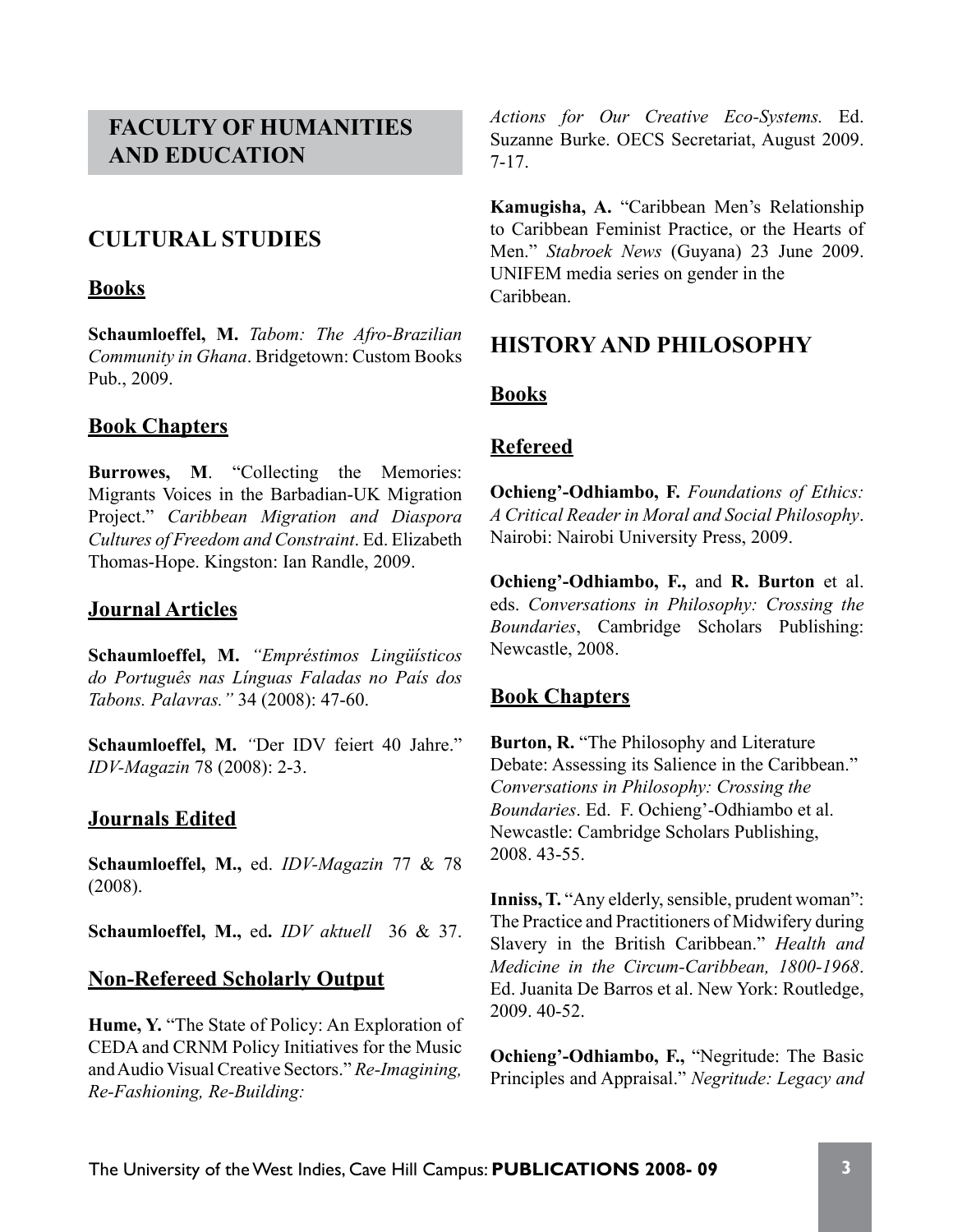# FACULTY OF HUMANITIES AND EDUCATION

## CULTURAL STUDIES

### Books

**Schaumloeffel, M.** *Tabom: The Afro-Brazilian Community in Ghana*. Bridgetown: Custom Books Pub., 2009.

### Book Chapters

**Burrowes, M**. "Collecting the Memories: Migrants Voices in the Barbadian-UK Migration Project." *Caribbean Migration and Diaspora Cultures of Freedom and Constraint*. Ed. Elizabeth Thomas-Hope. Kingston: Ian Randle, 2009.

### Journal Articles

**Schaumloeffel, M.** *"Empréstimos Lingüísticos do Português nas Línguas Faladas no País dos Tabons. Palavras."* 34 (2008): 47-60.

**Schaumloeffel, M.** *"*Der IDV feiert 40 Jahre." *IDV-Magazin* 78 (2008): 2-3.

### Journals Edited

**Schaumloeffel, M.,** ed. *IDV-Magazin* 77 & 78 (2008).

**Schaumloeffel, M.,** ed**.** *IDV aktuell* 36 & 37.

### Non-Refereed Scholarly Output

**Hume, Y.** "The State of Policy: An Exploration of CEDA and CRNM Policy Initiatives for the Music and Audio Visual Creative Sectors." *Re-Imagining, Re-Fashioning, Re-Building: Actions for Our Creative Eco-Systems.* Ed. Suzanne Burke. OECS Secretariat, August 2009. 7-17.

**Kamugisha, A.** "Caribbean Men's Relationship to Caribbean Feminist Practice, or the Hearts of Men." *Stabroek News* (Guyana) 23 June 2009. UNIFEM media series on gender in the Caribbean.

## HISTORY AND PHILOSOPHY

### Books

### Refereed

**Ochieng'-Odhiambo, F.** *Foundations of Ethics: A Critical Reader in Moral and Social Philosophy*. Nairobi: Nairobi University Press, 2009.

**Ochieng'-Odhiambo, F.,** and **R. Burton** et al. eds. *Conversations in Philosophy: Crossing the Boundaries*, Cambridge Scholars Publishing: Newcastle, 2008.

### Book Chapters

**Burton, R.** "The Philosophy and Literature Debate: Assessing its Salience in the Caribbean." *Conversations in Philosophy: Crossing the Boundaries*. Ed. F. Ochieng'-Odhiambo et al. Newcastle: Cambridge Scholars Publishing, 2008. 43-55.

**Inniss, T.** "Any elderly, sensible, prudent woman": The Practice and Practitioners of Midwifery during Slavery in the British Caribbean." *Health and Medicine in the Circum-Caribbean, 1800-1968*. Ed. Juanita De Barros et al. New York: Routledge, 2009. 40-52.

**Ochieng'-Odhiambo, F.,** "Negritude: The Basic Principles and Appraisal." *Negritude: Legacy and*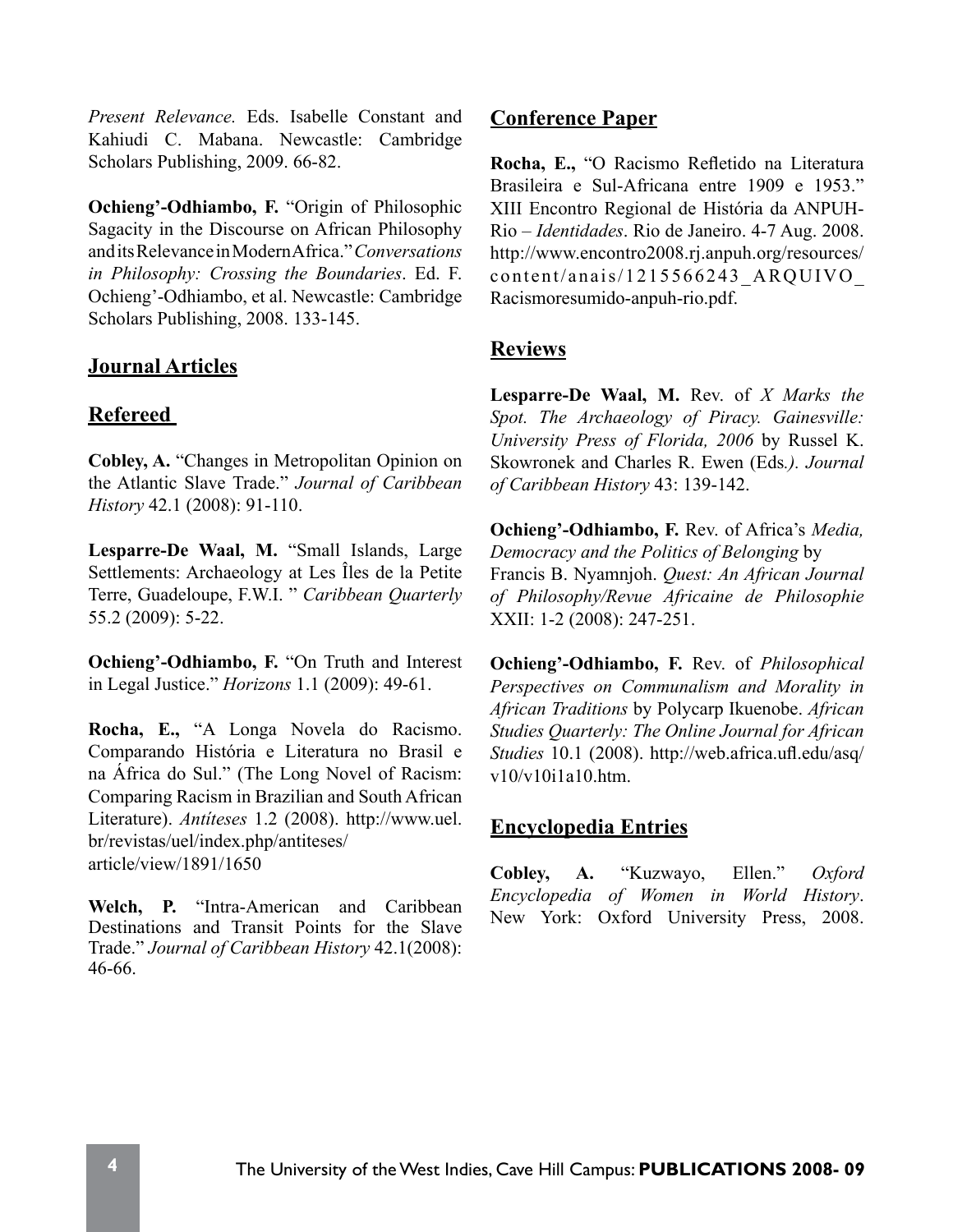*Present Relevance.* Eds. Isabelle Constant and Kahiudi C. Mabana. Newcastle: Cambridge Scholars Publishing, 2009. 66-82.

**Ochieng'-Odhiambo, F.** "Origin of Philosophic Sagacity in the Discourse on African Philosophy and its Relevance in Modern Africa." *Conversations in Philosophy: Crossing the Boundaries*. Ed. F. Ochieng'-Odhiambo, et al. Newcastle: Cambridge Scholars Publishing, 2008. 133-145.

## Journal Articles

### Refereed

**Cobley, A.** "Changes in Metropolitan Opinion on the Atlantic Slave Trade." *Journal of Caribbean History* 42.1 (2008): 91-110.

**Lesparre-De Waal, M.** "Small Islands, Large Settlements: Archaeology at Les Îles de la Petite Terre, Guadeloupe, F.W.I. " *Caribbean Quarterly* 55.2 (2009): 5-22.

**Ochieng'-Odhiambo, F.** "On Truth and Interest in Legal Justice." *Horizons* 1.1 (2009): 49-61.

**Rocha, E.,** "A Longa Novela do Racismo. Comparando História e Literatura no Brasil e na África do Sul." (The Long Novel of Racism: Comparing Racism in Brazilian and South African Literature). *Antíteses* 1.2 (2008). http://www.uel.br/revistas/uel/index.php/antiteses/article/view/1891/1650

**Welch, P.** "Intra-American and Caribbean Destinations and Transit Points for the Slave Trade." *Journal of Caribbean History* 42.1(2008): 46-66.

## Conference Paper

**Rocha, E.,** "O Racismo Refletido na Literatura Brasileira e Sul-Africana entre 1909 e 1953." XIII Encontro Regional de História da ANPUH-Rio – *Identidades*. Rio de Janeiro. 4-7 Aug. 2008. http://www.encontro2008.rj.anpuh.org/resources/content/anais/1215566243_ARQUIVO_Racismoresumido-anpuh-rio.pdf.

## Reviews

**Lesparre-De Waal, M.** Rev. of *X Marks the Spot. The Archaeology of Piracy. Gainesville: University Press of Florida, 2006* by Russel K. Skowronek and Charles R. Ewen (Eds*.)*. *Journal of Caribbean History* 43: 139-142.

**Ochieng'-Odhiambo, F.** Rev. of Africa's *Media, Democracy and the Politics of Belonging* by Francis B. Nyamnjoh. *Quest: An African Journal of Philosophy/Revue Africaine de Philosophie* XXII: 1-2 (2008): 247-251.

**Ochieng'-Odhiambo, F.** Rev. of *Philosophical Perspectives on Communalism and Morality in African Traditions* by Polycarp Ikuenobe. *African Studies Quarterly: The Online Journal for African Studies* 10.1 (2008). http://web.africa.ufl.edu/asq/v10/v10i1a10.htm.

## Encyclopedia Entries

**Cobley, A.** "Kuzwayo, Ellen." *Oxford Encyclopedia of Women in World History*. New York: Oxford University Press, 2008.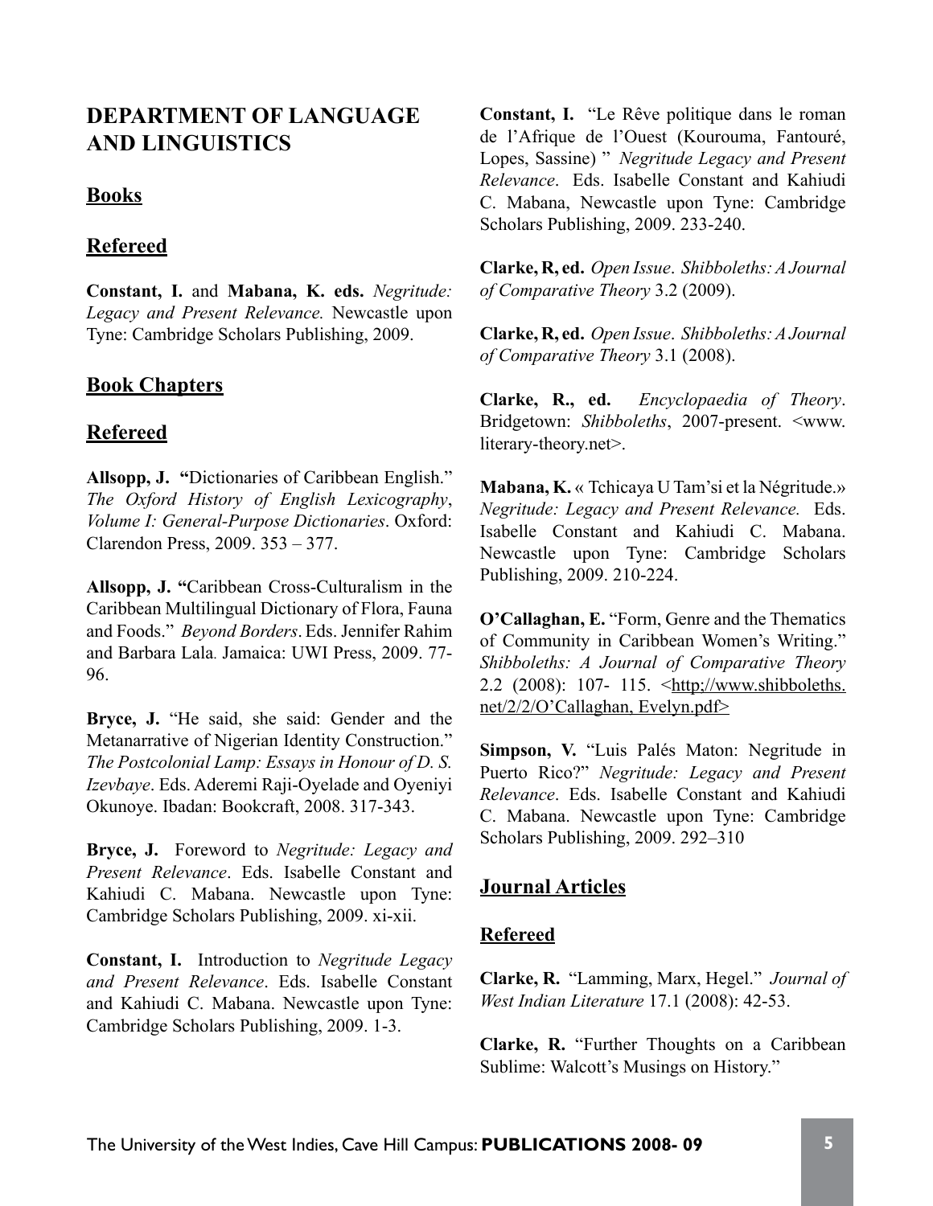## DEPARTMENT OF LANGUAGE AND LINGUISTICS

### Books

### Refereed

**Constant, I.** and **Mabana, K. eds.** *Negritude: Legacy and Present Relevance.* Newcastle upon Tyne: Cambridge Scholars Publishing, 2009.

### Book Chapters

### Refereed

**Allsopp, J. "**Dictionaries of Caribbean English." *The Oxford History of English Lexicography, Volume I: General-Purpose Dictionaries*. Oxford: Clarendon Press, 2009. 353 – 377.

**Allsopp, J. "**Caribbean Cross-Culturalism in the Caribbean Multilingual Dictionary of Flora, Fauna and Foods." *Beyond Borders*. Eds. Jennifer Rahim and Barbara Lala. Jamaica: UWI Press, 2009. 77-96.

**Bryce, J.** "He said, she said: Gender and the Metanarrative of Nigerian Identity Construction." *The Postcolonial Lamp: Essays in Honour of D. S. Izevbaye*. Eds. Aderemi Raji-Oyelade and Oyeniyi Okunoye. Ibadan: Bookcraft, 2008. 317-343.

**Bryce, J.** Foreword to *Negritude: Legacy and Present Relevance*. Eds. Isabelle Constant and Kahiudi C. Mabana. Newcastle upon Tyne: Cambridge Scholars Publishing, 2009. xi-xii.

**Constant, I.** Introduction to *Negritude Legacy and Present Relevance*. Eds. Isabelle Constant and Kahiudi C. Mabana. Newcastle upon Tyne: Cambridge Scholars Publishing, 2009. 1-3.

**Constant, I.** "Le Rêve politique dans le roman de l'Afrique de l'Ouest (Kourouma, Fantouré, Lopes, Sassine) " *Negritude Legacy and Present Relevance*. Eds. Isabelle Constant and Kahiudi C. Mabana, Newcastle upon Tyne: Cambridge Scholars Publishing, 2009. 233-240.

**Clarke, R, ed.** *Open Issue*. *Shibboleths: A Journal of Comparative Theory* 3.2 (2009).

**Clarke, R, ed.** *Open Issue*. *Shibboleths: A Journal of Comparative Theory* 3.1 (2008).

**Clarke, R., ed.** *Encyclopaedia of Theory*. Bridgetown: *Shibboleths*, 2007-present. <www.literary-theory.net>.

**Mabana, K.** « Tchicaya U Tam'si et la Négritude.» *Negritude: Legacy and Present Relevance.* Eds. Isabelle Constant and Kahiudi C. Mabana. Newcastle upon Tyne: Cambridge Scholars Publishing, 2009. 210-224.

**O'Callaghan, E.** "Form, Genre and the Thematics of Community in Caribbean Women's Writing." *Shibboleths: A Journal of Comparative Theory* 2.2 (2008): 107- 115. <http;//www.shibboleths.net/2/2/O'Callaghan, Evelyn.pdf>

**Simpson, V.** "Luis Palés Maton: Negritude in Puerto Rico?" *Negritude: Legacy and Present Relevance*. Eds. Isabelle Constant and Kahiudi C. Mabana. Newcastle upon Tyne: Cambridge Scholars Publishing, 2009. 292–310

### Journal Articles

### Refereed

**Clarke, R.** "Lamming, Marx, Hegel." *Journal of West Indian Literature* 17.1 (2008): 42-53.

**Clarke, R.** "Further Thoughts on a Caribbean Sublime: Walcott's Musings on History."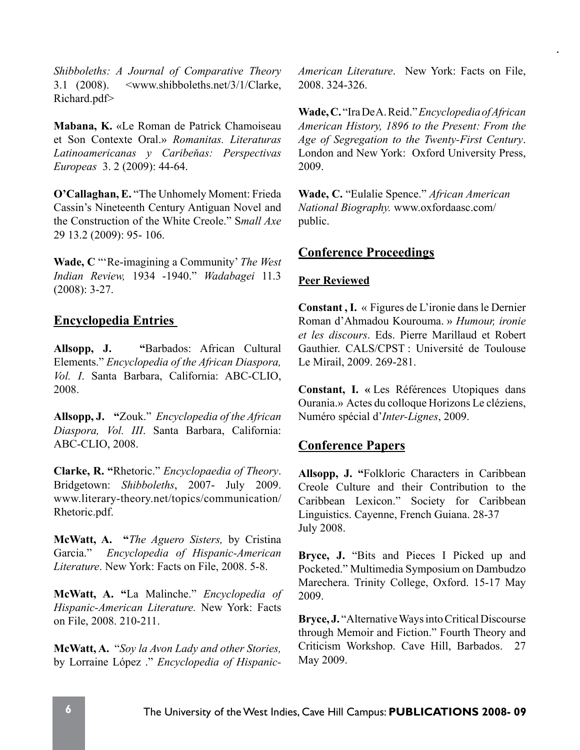*Shibboleths: A Journal of Comparative Theory* 3.1 (2008). <www.shibboleths.net/3/1/Clarke, Richard.pdf>

**Mabana, K.** «Le Roman de Patrick Chamoiseau et Son Contexte Oral.» *Romanitas. Literaturas Latinoamericanas y Caribeňas: Perspectivas Europeas* 3. 2 (2009): 44-64.

**O'Callaghan, E.** "The Unhomely Moment: Frieda Cassin's Nineteenth Century Antiguan Novel and the Construction of the White Creole." S*mall Axe* 29 13.2 (2009): 95- 106.

**Wade, C** "'Re-imagining a Community' *The West Indian Review,* 1934 -1940." *Wadabagei* 11.3 (2008): 3-27.

## Encyclopedia Entries

**Allsopp, J. "**Barbados: African Cultural Elements." *Encyclopedia of the African Diaspora, Vol. I*. Santa Barbara, California: ABC-CLIO, 2008.

**Allsopp, J. "**Zouk." *Encyclopedia of the African Diaspora, Vol. III*. Santa Barbara, California: ABC-CLIO, 2008.

**Clarke, R. "**Rhetoric." *Encyclopaedia of Theory*. Bridgetown: *Shibboleths*, 2007- July 2009. www.literary-theory.net/topics/communication/Rhetoric.pdf.

**McWatt, A. "***The Aguero Sisters,* by Cristina Garcia." *Encyclopedia of Hispanic-American Literature*. New York: Facts on File, 2008. 5-8.

**McWatt, A. "**La Malinche." *Encyclopedia of Hispanic-American Literature.* New York: Facts on File, 2008. 210-211.

**McWatt, A.** "*Soy la Avon Lady and other Stories,* by Lorraine López ." *Encyclopedia of Hispanic-American Literature*. New York: Facts on File, 2008. 324-326.

**Wade, C.** "Ira De A. Reid." *Encyclopedia of African American History, 1896 to the Present: From the Age of Segregation to the Twenty-First Century*. London and New York: Oxford University Press, 2009.

**Wade, C.** "Eulalie Spence." *African American National Biography.* www.oxfordaasc.com/public.

## Conference Proceedings

### Peer Reviewed

**Constant , I.** « Figures de L'ironie dans le Dernier Roman d'Ahmadou Kourouma. » *Humour, ironie et les discours*. Eds. Pierre Marillaud and Robert Gauthier. CALS/CPST : Université de Toulouse Le Mirail, 2009. 269-281.

**Constant, I. «** Les Références Utopiques dans Ourania.» Actes du colloque Horizons Le cléziens, Numéro spécial d'*Inter-Lignes*, 2009.

## Conference Papers

**Allsopp, J. "**Folkloric Characters in Caribbean Creole Culture and their Contribution to the Caribbean Lexicon." Society for Caribbean Linguistics. Cayenne, French Guiana. 28-37 July 2008.

**Bryce, J.** "Bits and Pieces I Picked up and Pocketed." Multimedia Symposium on Dambudzo Marechera. Trinity College, Oxford. 15-17 May 2009.

**Bryce, J.** "Alternative Ways into Critical Discourse through Memoir and Fiction." Fourth Theory and Criticism Workshop. Cave Hill, Barbados. 27 May 2009.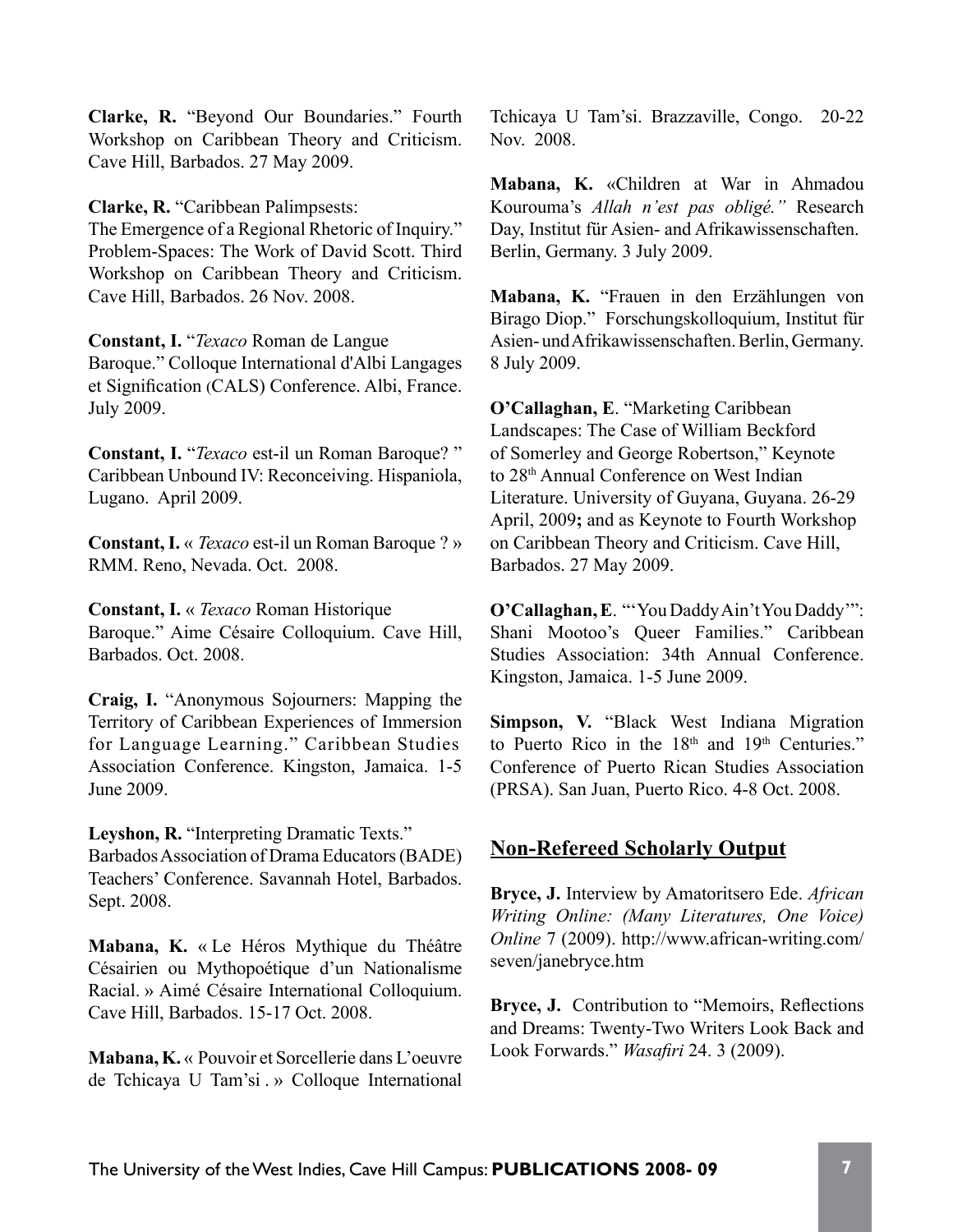**Clarke, R.** "Beyond Our Boundaries." Fourth Workshop on Caribbean Theory and Criticism. Cave Hill, Barbados. 27 May 2009.

**Clarke, R.** "Caribbean Palimpsests: The Emergence of a Regional Rhetoric of Inquiry." Problem-Spaces: The Work of David Scott. Third Workshop on Caribbean Theory and Criticism. Cave Hill, Barbados. 26 Nov. 2008.

**Constant, I.** "*Texaco* Roman de Langue Baroque." Colloque International d'Albi Langages et Signification (CALS) Conference. Albi, France. July 2009.

**Constant, I.** "*Texaco* est-il un Roman Baroque? " Caribbean Unbound IV: Reconceiving. Hispaniola, Lugano. April 2009.

**Constant, I.** « *Texaco* est-il un Roman Baroque ? » RMM. Reno, Nevada. Oct. 2008.

**Constant, I.** « *Texaco* Roman Historique Baroque." Aime Césaire Colloquium. Cave Hill, Barbados. Oct. 2008.

**Craig, I.** "Anonymous Sojourners: Mapping the Territory of Caribbean Experiences of Immersion for Language Learning." Caribbean Studies Association Conference. Kingston, Jamaica. 1-5 June 2009.

**Leyshon, R.** "Interpreting Dramatic Texts." Barbados Association of Drama Educators (BADE) Teachers' Conference. Savannah Hotel, Barbados. Sept. 2008.

**Mabana, K.** « Le Héros Mythique du Théâtre Césairien ou Mythopoétique d'un Nationalisme Racial. » Aimé Césaire International Colloquium. Cave Hill, Barbados. 15-17 Oct. 2008.

**Mabana, K.** « Pouvoir et Sorcellerie dans L'oeuvre de Tchicaya U Tam'si . » Colloque International Tchicaya U Tam'si. Brazzaville, Congo. 20-22 Nov. 2008.

**Mabana, K.** «Children at War in Ahmadou Kourouma's *Allah n'est pas obligé."* Research Day, Institut für Asien- and Afrikawissenschaften. Berlin, Germany. 3 July 2009.

**Mabana, K.** "Frauen in den Erzählungen von Birago Diop." Forschungskolloquium, Institut für Asien- und Afrikawissenschaften. Berlin, Germany. 8 July 2009.

**O'Callaghan, E**. "Marketing Caribbean Landscapes: The Case of William Beckford of Somerley and George Robertson," Keynote to 28th Annual Conference on West Indian Literature. University of Guyana, Guyana. 26-29 April, 2009**;** and as Keynote to Fourth Workshop on Caribbean Theory and Criticism. Cave Hill, Barbados. 27 May 2009.

**O'Callaghan, E**. "'You Daddy Ain't You Daddy'": Shani Mootoo's Queer Families." Caribbean Studies Association: 34th Annual Conference. Kingston, Jamaica. 1-5 June 2009.

**Simpson, V.** "Black West Indiana Migration to Puerto Rico in the 18th and 19th Centuries." Conference of Puerto Rican Studies Association (PRSA). San Juan, Puerto Rico. 4-8 Oct. 2008.

## Non-Refereed Scholarly Output

**Bryce, J.** Interview by Amatoritsero Ede. *African Writing Online: (Many Literatures, One Voice) Online* 7 (2009). http://www.african-writing.com/seven/janebryce.htm

**Bryce, J.** Contribution to "Memoirs, Reflections and Dreams: Twenty-Two Writers Look Back and Look Forwards." *Wasafiri* 24. 3 (2009).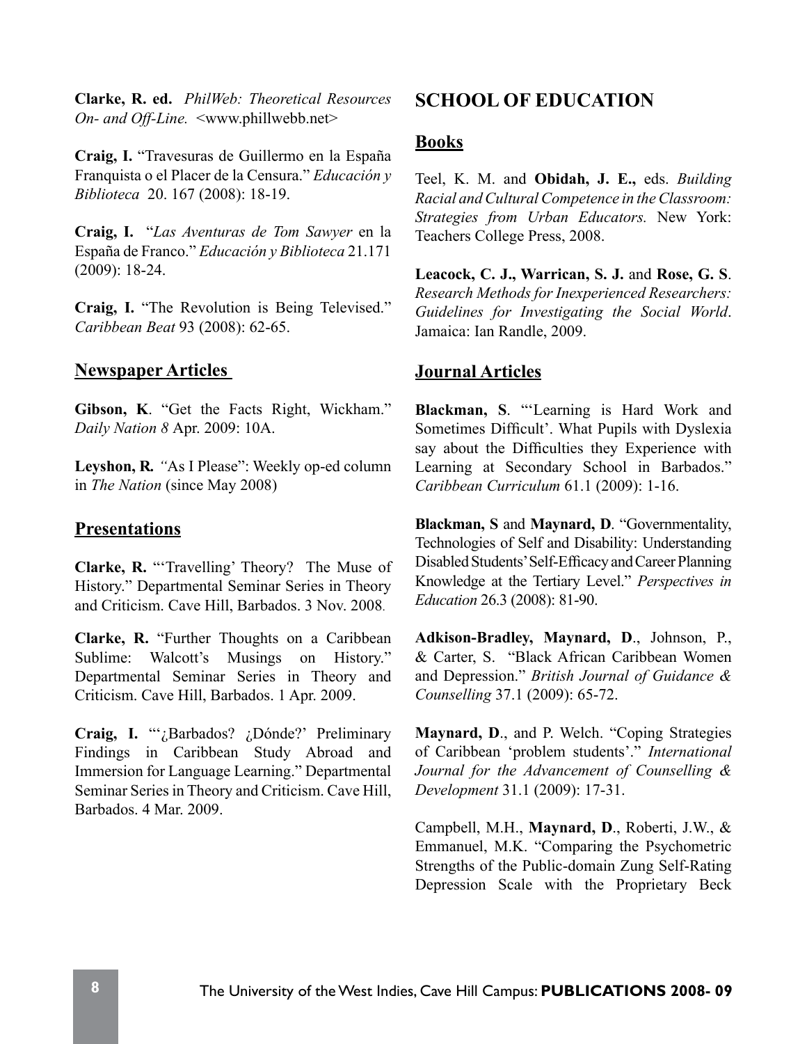**Clarke, R. ed.** *PhilWeb: Theoretical Resources On- and Off-Line.* <www.phillwebb.net>

**Craig, I.** "Travesuras de Guillermo en la España Franquista o el Placer de la Censura." *Educación y Biblioteca* 20. 167 (2008): 18-19.

**Craig, I.** "*Las Aventuras de Tom Sawyer* en la España de Franco." *Educación y Biblioteca* 21.171 (2009): 18-24.

**Craig, I.** "The Revolution is Being Televised." *Caribbean Beat* 93 (2008): 62-65.

### Newspaper Articles

**Gibson, K**. "Get the Facts Right, Wickham." *Daily Nation 8* Apr. 2009: 10A.

**Leyshon, R.** *"*As I Please": Weekly op-ed column in *The Nation* (since May 2008)

### Presentations

**Clarke, R.** "'Travelling' Theory? The Muse of History." Departmental Seminar Series in Theory and Criticism. Cave Hill, Barbados. 3 Nov. 2008.

**Clarke, R.** "Further Thoughts on a Caribbean Sublime: Walcott's Musings on History." Departmental Seminar Series in Theory and Criticism. Cave Hill, Barbados. 1 Apr. 2009.

**Craig, I.** "'¿Barbados? ¿Dónde?' Preliminary Findings in Caribbean Study Abroad and Immersion for Language Learning." Departmental Seminar Series in Theory and Criticism. Cave Hill, Barbados. 4 Mar. 2009.

## SCHOOL OF EDUCATION

### Books

Teel, K. M. and **Obidah, J. E.,** eds. *Building Racial and Cultural Competence in the Classroom: Strategies from Urban Educators.* New York: Teachers College Press, 2008.

**Leacock, C. J., Warrican, S. J.** and **Rose, G. S**. *Research Methods for Inexperienced Researchers: Guidelines for Investigating the Social World*. Jamaica: Ian Randle, 2009.

### Journal Articles

**Blackman, S**. "'Learning is Hard Work and Sometimes Difficult'. What Pupils with Dyslexia say about the Difficulties they Experience with Learning at Secondary School in Barbados." *Caribbean Curriculum* 61.1 (2009): 1-16.

**Blackman, S** and **Maynard, D**. "Governmentality, Technologies of Self and Disability: Understanding Disabled Students' Self-Efficacy and Career Planning Knowledge at the Tertiary Level." *Perspectives in Education* 26.3 (2008): 81-90.

**Adkison-Bradley, Maynard, D**., Johnson, P., & Carter, S. "Black African Caribbean Women and Depression." *British Journal of Guidance & Counselling* 37.1 (2009): 65-72.

**Maynard, D**., and P. Welch. "Coping Strategies of Caribbean 'problem students'." *International Journal for the Advancement of Counselling & Development* 31.1 (2009): 17-31.

Campbell, M.H., **Maynard, D**., Roberti, J.W., & Emmanuel, M.K. "Comparing the Psychometric Strengths of the Public-domain Zung Self-Rating Depression Scale with the Proprietary Beck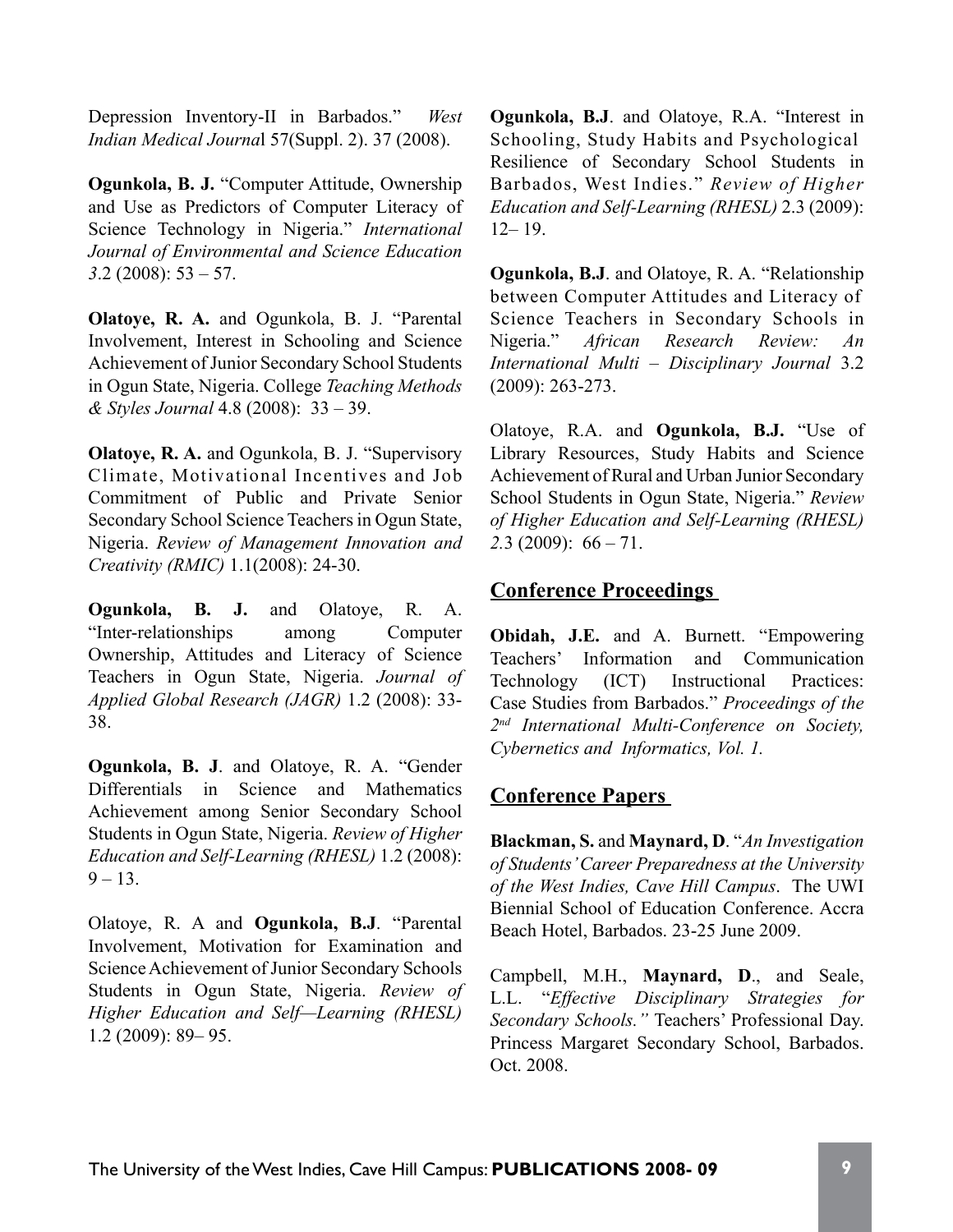Depression Inventory-II in Barbados." *West Indian Medical Journa*l 57(Suppl. 2). 37 (2008).

**Ogunkola, B. J.** "Computer Attitude, Ownership and Use as Predictors of Computer Literacy of Science Technology in Nigeria." *International Journal of Environmental and Science Education 3*.2 (2008): 53 – 57.

**Olatoye, R. A.** and Ogunkola, B. J. "Parental Involvement, Interest in Schooling and Science Achievement of Junior Secondary School Students in Ogun State, Nigeria. College *Teaching Methods & Styles Journal* 4.8 (2008): 33 – 39.

**Olatoye, R. A.** and Ogunkola, B. J. "Supervisory Climate, Motivational Incentives and Job Commitment of Public and Private Senior Secondary School Science Teachers in Ogun State, Nigeria. *Review of Management Innovation and Creativity (RMIC)* 1.1(2008): 24-30.

**Ogunkola, B. J.** and Olatoye, R. A. "Inter-relationships among Computer Ownership, Attitudes and Literacy of Science Teachers in Ogun State, Nigeria. *Journal of Applied Global Research (JAGR)* 1.2 (2008): 33-38.

**Ogunkola, B. J**. and Olatoye, R. A. "Gender Differentials in Science and Mathematics Achievement among Senior Secondary School Students in Ogun State, Nigeria. *Review of Higher Education and Self-Learning (RHESL)* 1.2 (2008): 9 – 13.

Olatoye, R. A and **Ogunkola, B.J**. "Parental Involvement, Motivation for Examination and Science Achievement of Junior Secondary Schools Students in Ogun State, Nigeria. *Review of Higher Education and Self—Learning (RHESL)* 1.2 (2009): 89– 95.

**Ogunkola, B.J**. and Olatoye, R.A. "Interest in Schooling, Study Habits and Psychological Resilience of Secondary School Students in Barbados, West Indies." *Review of Higher Education and Self-Learning (RHESL)* 2.3 (2009): 12– 19.

**Ogunkola, B.J**. and Olatoye, R. A. "Relationship between Computer Attitudes and Literacy of Science Teachers in Secondary Schools in Nigeria." *African Research Review: An International Multi – Disciplinary Journal* 3.2 (2009): 263-273.

Olatoye, R.A. and **Ogunkola, B.J.** "Use of Library Resources, Study Habits and Science Achievement of Rural and Urban Junior Secondary School Students in Ogun State, Nigeria." *Review of Higher Education and Self-Learning (RHESL) 2*.3 (2009): 66 – 71.

## Conference Proceedings

**Obidah, J.E.** and A. Burnett. "Empowering Teachers' Information and Communication Technology (ICT) Instructional Practices: Case Studies from Barbados." *Proceedings of the 2nd International Multi-Conference on Society, Cybernetics and Informatics, Vol. 1.*

## Conference Papers

**Blackman, S.** and **Maynard, D**. "*An Investigation of Students' Career Preparedness at the University of the West Indies, Cave Hill Campus*. The UWI Biennial School of Education Conference. Accra Beach Hotel, Barbados. 23-25 June 2009.

Campbell, M.H., **Maynard, D**., and Seale, L.L. "*Effective Disciplinary Strategies for Secondary Schools."* Teachers' Professional Day. Princess Margaret Secondary School, Barbados. Oct. 2008.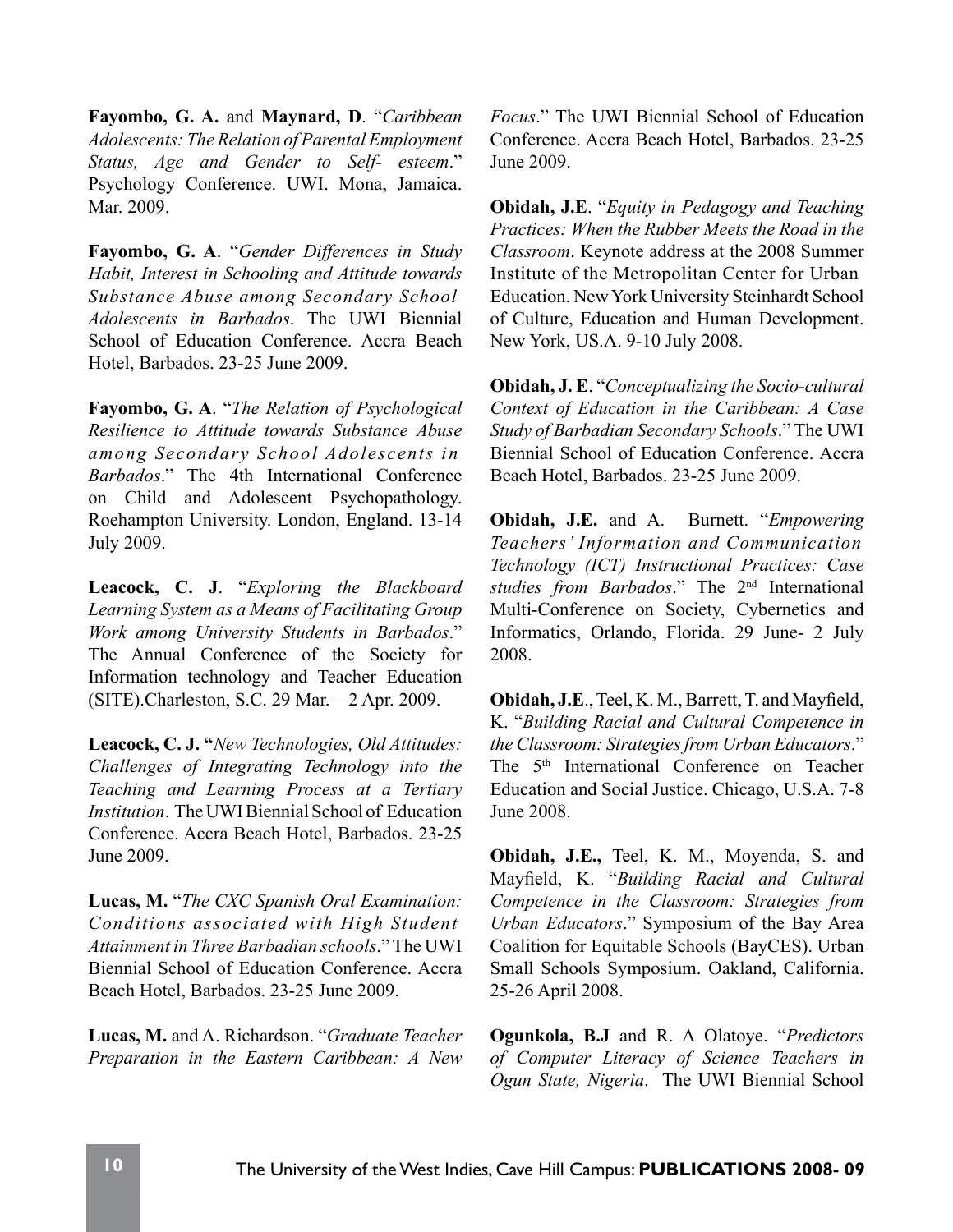**Fayombo, G. A.** and **Maynard, D**. "*Caribbean Adolescents: The Relation of Parental Employment Status, Age and Gender to Self- esteem*." Psychology Conference. UWI. Mona, Jamaica. Mar. 2009.

**Fayombo, G. A**. "*Gender Differences in Study Habit, Interest in Schooling and Attitude towards Substance Abuse among Secondary School Adolescents in Barbados*. The UWI Biennial School of Education Conference. Accra Beach Hotel, Barbados. 23-25 June 2009.

**Fayombo, G. A**. "*The Relation of Psychological Resilience to Attitude towards Substance Abuse among Secondary School Adolescents in Barbados*." The 4th International Conference on Child and Adolescent Psychopathology. Roehampton University. London, England. 13-14 July 2009.

**Leacock, C. J**. "*Exploring the Blackboard Learning System as a Means of Facilitating Group Work among University Students in Barbados*." The Annual Conference of the Society for Information technology and Teacher Education (SITE).Charleston, S.C. 29 Mar. – 2 Apr. 2009.

**Leacock, C. J. "***New Technologies, Old Attitudes: Challenges of Integrating Technology into the Teaching and Learning Process at a Tertiary Institution*. The UWI Biennial School of Education Conference. Accra Beach Hotel, Barbados. 23-25 June 2009.

**Lucas, M.** "*The CXC Spanish Oral Examination: Conditions associated with High Student Attainment in Three Barbadian schools*." The UWI Biennial School of Education Conference. Accra Beach Hotel, Barbados. 23-25 June 2009.

**Lucas, M.** and A. Richardson. "*Graduate Teacher Preparation in the Eastern Caribbean: A New Focus*." The UWI Biennial School of Education Conference. Accra Beach Hotel, Barbados. 23-25 June 2009.

**Obidah, J.E**. "*Equity in Pedagogy and Teaching Practices: When the Rubber Meets the Road in the Classroom*. Keynote address at the 2008 Summer Institute of the Metropolitan Center for Urban Education. New York University Steinhardt School of Culture, Education and Human Development. New York, US.A. 9-10 July 2008.

**Obidah, J. E**. "*Conceptualizing the Socio-cultural Context of Education in the Caribbean: A Case Study of Barbadian Secondary Schools*." The UWI Biennial School of Education Conference. Accra Beach Hotel, Barbados. 23-25 June 2009.

**Obidah, J.E.** and A. Burnett. "*Empowering Teachers' Information and Communication Technology (ICT) Instructional Practices: Case studies from Barbados*." The 2nd International Multi-Conference on Society, Cybernetics and Informatics, Orlando, Florida. 29 June- 2 July 2008.

**Obidah, J.E**., Teel, K. M., Barrett, T. and Mayfield, K. "*Building Racial and Cultural Competence in the Classroom: Strategies from Urban Educators*." The 5th International Conference on Teacher Education and Social Justice. Chicago, U.S.A. 7-8 June 2008.

**Obidah, J.E.,** Teel, K. M., Moyenda, S. and Mayfield, K. "*Building Racial and Cultural Competence in the Classroom: Strategies from Urban Educators*." Symposium of the Bay Area Coalition for Equitable Schools (BayCES). Urban Small Schools Symposium. Oakland, California. 25-26 April 2008.

**Ogunkola, B.J** and R. A Olatoye. "*Predictors of Computer Literacy of Science Teachers in Ogun State, Nigeria*. The UWI Biennial School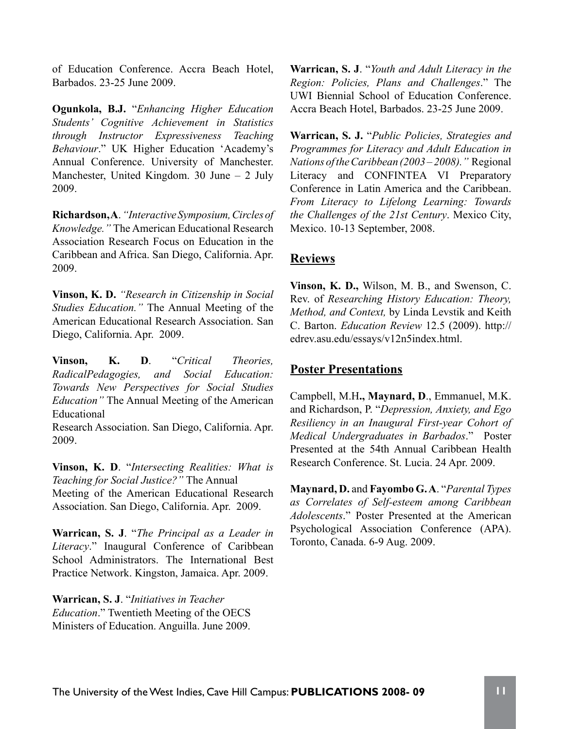of Education Conference. Accra Beach Hotel, Barbados. 23-25 June 2009.

**Ogunkola, B.J.** "*Enhancing Higher Education Students' Cognitive Achievement in Statistics through Instructor Expressiveness Teaching Behaviour*." UK Higher Education 'Academy's Annual Conference. University of Manchester. Manchester, United Kingdom. 30 June – 2 July 2009.

**Richardson, A**. *"Interactive Symposium, Circles of Knowledge."* The American Educational Research Association Research Focus on Education in the Caribbean and Africa. San Diego, California. Apr. 2009.

**Vinson, K. D.** *"Research in Citizenship in Social Studies Education."* The Annual Meeting of the American Educational Research Association. San Diego, California. Apr. 2009.

**Vinson, K. D**. "*Critical Theories, RadicalPedagogies, and Social Education: Towards New Perspectives for Social Studies Education"* The Annual Meeting of the American Educational Research Association. San Diego, California. Apr. 2009.

**Vinson, K. D**. "*Intersecting Realities: What is Teaching for Social Justice?"* The Annual Meeting of the American Educational Research Association. San Diego, California. Apr. 2009.

**Warrican, S. J**. "*The Principal as a Leader in Literacy*." Inaugural Conference of Caribbean School Administrators. The International Best Practice Network. Kingston, Jamaica. Apr. 2009.

**Warrican, S. J**. "*Initiatives in Teacher Education*." Twentieth Meeting of the OECS Ministers of Education. Anguilla. June 2009.

**Warrican, S. J**. "*Youth and Adult Literacy in the Region: Policies, Plans and Challenges*." The UWI Biennial School of Education Conference. Accra Beach Hotel, Barbados. 23-25 June 2009.

**Warrican, S. J.** "*Public Policies, Strategies and Programmes for Literacy and Adult Education in Nations of the Caribbean (2003 – 2008)."* Regional Literacy and CONFINTEA VI Preparatory Conference in Latin America and the Caribbean. *From Literacy to Lifelong Learning: Towards the Challenges of the 21st Century*. Mexico City, Mexico. 10-13 September, 2008.

## Reviews

**Vinson, K. D.,** Wilson, M. B., and Swenson, C. Rev. of *Researching History Education: Theory, Method, and Context,* by Linda Levstik and Keith C. Barton. *Education Review* 12.5 (2009). http://edrev.asu.edu/essays/v12n5index.html.

## Poster Presentations

Campbell, M.H**., Maynard, D**., Emmanuel, M.K. and Richardson, P. "*Depression, Anxiety, and Ego Resiliency in an Inaugural First-year Cohort of Medical Undergraduates in Barbados*." Poster Presented at the 54th Annual Caribbean Health Research Conference. St. Lucia. 24 Apr. 2009.

**Maynard, D.** and **Fayombo G. A**. "*Parental Types as Correlates of Self-esteem among Caribbean Adolescents*." Poster Presented at the American Psychological Association Conference (APA). Toronto, Canada. 6-9 Aug. 2009.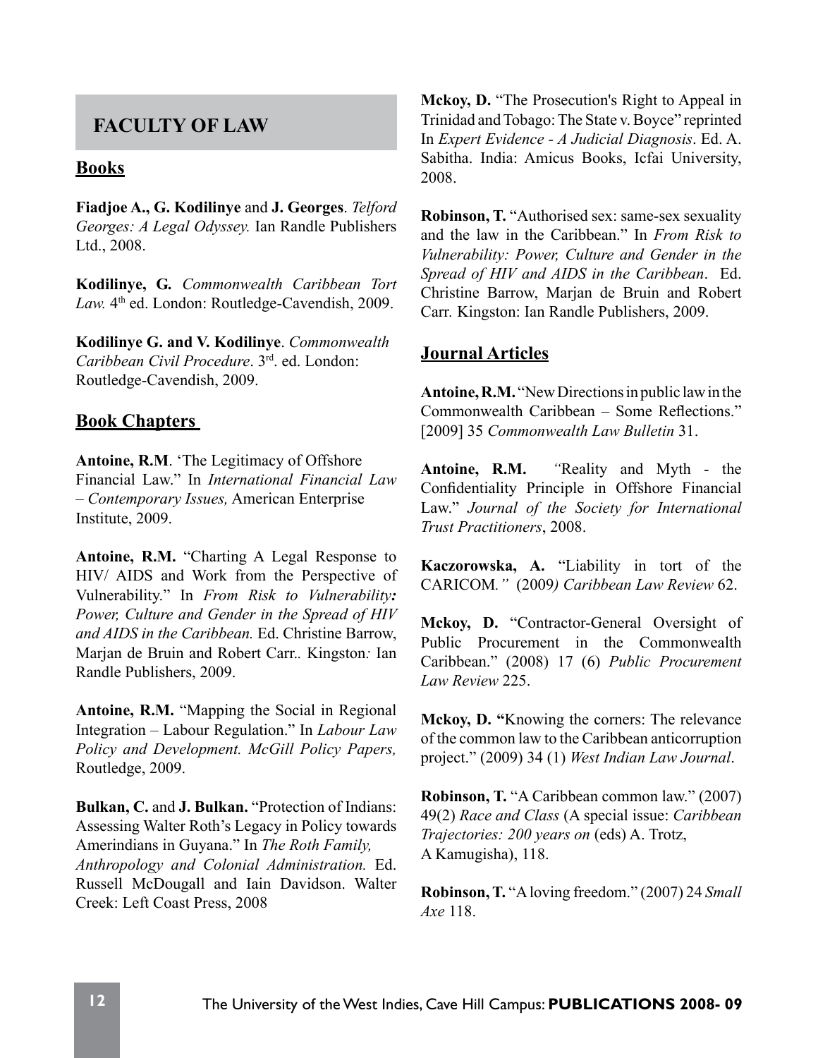## FACULTY OF LAW

### Books

**Fiadjoe A., G. Kodilinye** and **J. Georges**. *Telford Georges: A Legal Odyssey.* Ian Randle Publishers Ltd., 2008.

**Kodilinye, G.** *Commonwealth Caribbean Tort Law.* 4th ed. London: Routledge-Cavendish, 2009.

**Kodilinye G. and V. Kodilinye**. *Commonwealth Caribbean Civil Procedure*. 3rd. ed. London: Routledge-Cavendish, 2009.

### Book Chapters

**Antoine, R.M**. 'The Legitimacy of Offshore Financial Law." In *International Financial Law – Contemporary Issues,* American Enterprise Institute, 2009.

**Antoine, R.M.** "Charting A Legal Response to HIV/ AIDS and Work from the Perspective of Vulnerability." In *From Risk to Vulnerability: Power, Culture and Gender in the Spread of HIV and AIDS in the Caribbean.* Ed. Christine Barrow, Marjan de Bruin and Robert Carr.. Kingston: Ian Randle Publishers, 2009.

**Antoine, R.M.** "Mapping the Social in Regional Integration – Labour Regulation." In *Labour Law Policy and Development. McGill Policy Papers,* Routledge, 2009.

**Bulkan, C.** and **J. Bulkan.** "Protection of Indians: Assessing Walter Roth's Legacy in Policy towards Amerindians in Guyana." In *The Roth Family, Anthropology and Colonial Administration.* Ed. Russell McDougall and Iain Davidson. Walter Creek: Left Coast Press, 2008

**Mckoy, D.** "The Prosecution's Right to Appeal in Trinidad and Tobago: The State v. Boyce" reprinted In *Expert Evidence - A Judicial Diagnosis*. Ed. A. Sabitha. India: Amicus Books, Icfai University, 2008.

**Robinson, T.** "Authorised sex: same-sex sexuality and the law in the Caribbean." In *From Risk to Vulnerability: Power, Culture and Gender in the Spread of HIV and AIDS in the Caribbean*. Ed. Christine Barrow, Marjan de Bruin and Robert Carr. Kingston: Ian Randle Publishers, 2009.

### Journal Articles

**Antoine, R.M.** "New Directions in public law in the Commonwealth Caribbean – Some Reflections." [2009] 35 *Commonwealth Law Bulletin* 31.

**Antoine, R.M.** "Reality and Myth - the Confidentiality Principle in Offshore Financial Law." *Journal of the Society for International Trust Practitioners*, 2008.

**Kaczorowska, A.** "Liability in tort of the CARICOM." (2009) *Caribbean Law Review* 62.

**Mckoy, D.** "Contractor-General Oversight of Public Procurement in the Commonwealth Caribbean." (2008) 17 (6) *Public Procurement Law Review* 225.

**Mckoy, D.** "Knowing the corners: The relevance of the common law to the Caribbean anticorruption project." (2009) 34 (1) *West Indian Law Journal*.

**Robinson, T.** "A Caribbean common law." (2007) 49(2) *Race and Class* (A special issue: *Caribbean Trajectories: 200 years on* (eds) A. Trotz, A Kamugisha), 118.

**Robinson, T.** "A loving freedom." (2007) 24 *Small Axe* 118.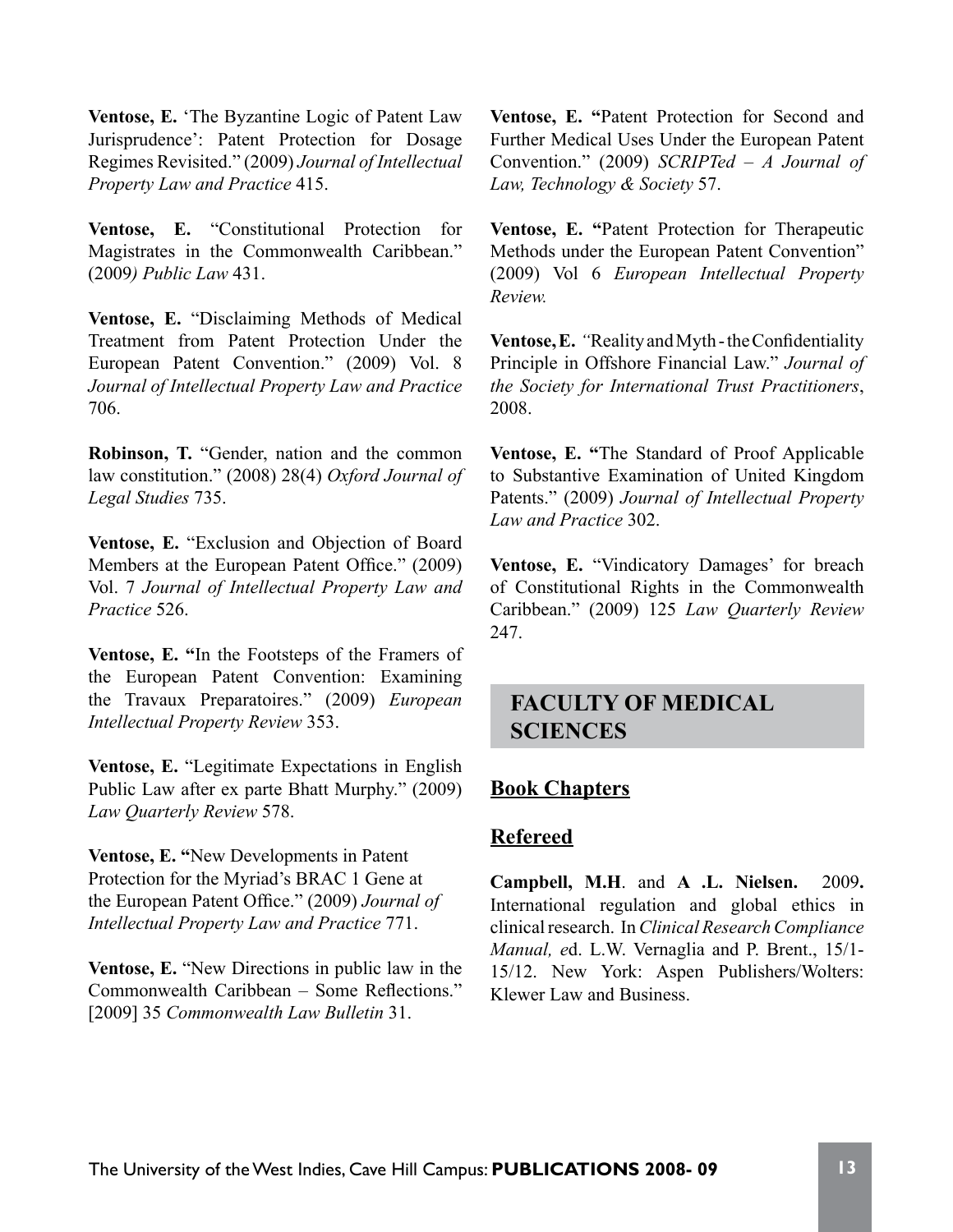**Ventose, E.** 'The Byzantine Logic of Patent Law Jurisprudence': Patent Protection for Dosage Regimes Revisited." (2009) *Journal of Intellectual Property Law and Practice* 415.

**Ventose, E.** "Constitutional Protection for Magistrates in the Commonwealth Caribbean." (2009*) Public Law* 431.

**Ventose, E.** "Disclaiming Methods of Medical Treatment from Patent Protection Under the European Patent Convention." (2009) Vol. 8 *Journal of Intellectual Property Law and Practice* 706.

**Robinson, T.** "Gender, nation and the common law constitution." (2008) 28(4) *Oxford Journal of Legal Studies* 735.

**Ventose, E.** "Exclusion and Objection of Board Members at the European Patent Office." (2009) Vol. 7 *Journal of Intellectual Property Law and Practice* 526.

**Ventose, E. "**In the Footsteps of the Framers of the European Patent Convention: Examining the Travaux Preparatoires." (2009) *European Intellectual Property Review* 353.

**Ventose, E.** "Legitimate Expectations in English Public Law after ex parte Bhatt Murphy." (2009) *Law Quarterly Review* 578.

**Ventose, E. "**New Developments in Patent Protection for the Myriad's BRAC 1 Gene at the European Patent Office." (2009) *Journal of Intellectual Property Law and Practice* 771.

**Ventose, E.** "New Directions in public law in the Commonwealth Caribbean – Some Reflections." [2009] 35 *Commonwealth Law Bulletin* 31.

**Ventose, E. "**Patent Protection for Second and Further Medical Uses Under the European Patent Convention." (2009) *SCRIPTed – A Journal of Law, Technology & Society* 57.

**Ventose, E. "**Patent Protection for Therapeutic Methods under the European Patent Convention" (2009) Vol 6 *European Intellectual Property Review.*

**Ventose, E.** *"*Reality and Myth - the Confidentiality Principle in Offshore Financial Law." *Journal of the Society for International Trust Practitioners*, 2008.

**Ventose, E. "**The Standard of Proof Applicable to Substantive Examination of United Kingdom Patents." (2009) *Journal of Intellectual Property Law and Practice* 302.

**Ventose, E.** "Vindicatory Damages' for breach of Constitutional Rights in the Commonwealth Caribbean." (2009) 125 *Law Quarterly Review* 247.

## FACULTY OF MEDICAL SCIENCES

### Book Chapters

### Refereed

**Campbell, M.H**. and **A .L. Nielsen.** 2009**.** International regulation and global ethics in clinical research. In *Clinical Research Compliance Manual, e*d. L.W. Vernaglia and P. Brent., 15/1-15/12. New York: Aspen Publishers/Wolters: Klewer Law and Business.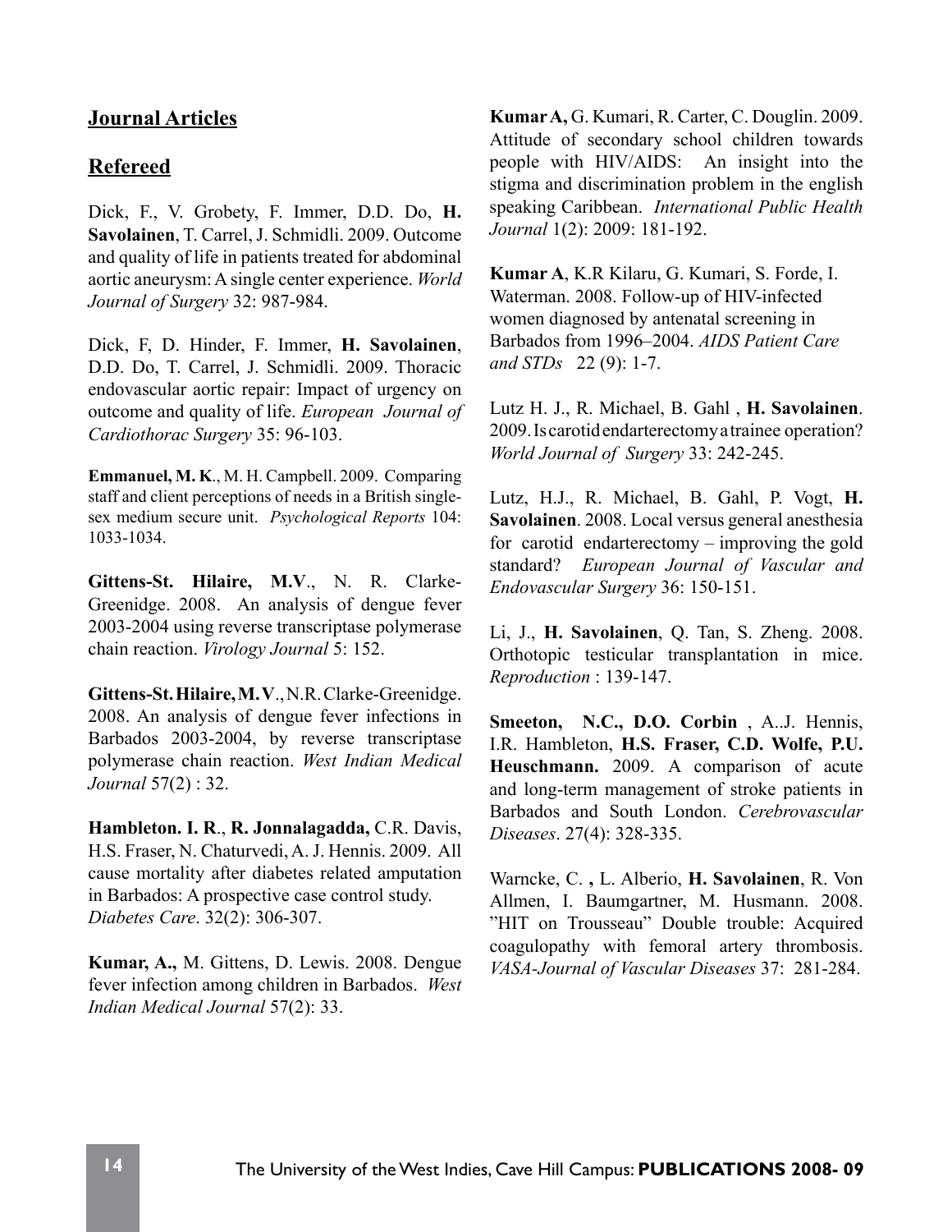## Journal Articles

## Refereed

Dick, F., V. Grobety, F. Immer, D.D. Do, **H. Savolainen**, T. Carrel, J. Schmidli. 2009. Outcome and quality of life in patients treated for abdominal aortic aneurysm: A single center experience. *World Journal of Surgery* 32: 987-984.

Dick, F, D. Hinder, F. Immer, **H. Savolainen**, D.D. Do, T. Carrel, J. Schmidli. 2009. Thoracic endovascular aortic repair: Impact of urgency on outcome and quality of life. *European Journal of Cardiothorac Surgery* 35: 96-103.

**Emmanuel, M. K**., M. H. Campbell. 2009. Comparing staff and client perceptions of needs in a British single-sex medium secure unit. *Psychological Reports* 104: 1033-1034.

**Gittens-St. Hilaire, M.V**., N. R. Clarke-Greenidge. 2008. An analysis of dengue fever 2003-2004 using reverse transcriptase polymerase chain reaction. *Virology Journal* 5: 152.

**Gittens-St. Hilaire, M.V**., N.R. Clarke-Greenidge. 2008. An analysis of dengue fever infections in Barbados 2003-2004, by reverse transcriptase polymerase chain reaction. *West Indian Medical Journal* 57(2) : 32.

**Hambleton. I. R**., **R. Jonnalagadda,** C.R. Davis, H.S. Fraser, N. Chaturvedi, A. J. Hennis. 2009. All cause mortality after diabetes related amputation in Barbados: A prospective case control study. *Diabetes Care*. 32(2): 306-307.

**Kumar, A.,** M. Gittens, D. Lewis. 2008. Dengue fever infection among children in Barbados. *West Indian Medical Journal* 57(2): 33.

**Kumar A,** G. Kumari, R. Carter, C. Douglin. 2009. Attitude of secondary school children towards people with HIV/AIDS: An insight into the stigma and discrimination problem in the english speaking Caribbean. *International Public Health Journal* 1(2): 2009: 181-192.

**Kumar A**, K.R Kilaru, G. Kumari, S. Forde, I. Waterman. 2008. Follow-up of HIV-infected women diagnosed by antenatal screening in Barbados from 1996–2004. *AIDS Patient Care and STDs* 22 (9): 1-7.

Lutz H. J., R. Michael, B. Gahl , **H. Savolainen**. 2009. Is carotid endarterectomy a trainee operation? *World Journal of Surgery* 33: 242-245.

Lutz, H.J., R. Michael, B. Gahl, P. Vogt, **H. Savolainen**. 2008. Local versus general anesthesia for carotid endarterectomy – improving the gold standard? *European Journal of Vascular and Endovascular Surgery* 36: 150-151.

Li, J., **H. Savolainen**, Q. Tan, S. Zheng. 2008. Orthotopic testicular transplantation in mice. *Reproduction* : 139-147.

**Smeeton, N.C., D.O. Corbin** , A..J. Hennis, I.R. Hambleton, **H.S. Fraser, C.D. Wolfe, P.U. Heuschmann.** 2009. A comparison of acute and long-term management of stroke patients in Barbados and South London. *Cerebrovascular Diseases*. 27(4): 328-335.

Warncke, C. **,** L. Alberio, **H. Savolainen**, R. Von Allmen, I. Baumgartner, M. Husmann. 2008. "HIT on Trousseau" Double trouble: Acquired coagulopathy with femoral artery thrombosis. *VASA-Journal of Vascular Diseases* 37: 281-284.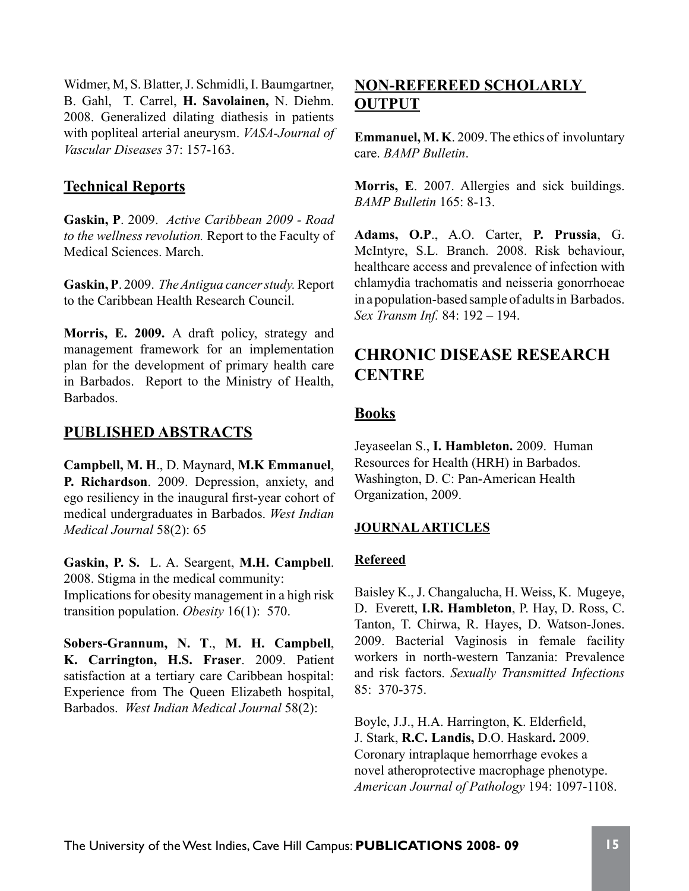Widmer, M, S. Blatter, J. Schmidli, I. Baumgartner, B. Gahl, T. Carrel, **H. Savolainen,** N. Diehm. 2008. Generalized dilating diathesis in patients with popliteal arterial aneurysm. *VASA-Journal of Vascular Diseases* 37: 157-163.

## Technical Reports

**Gaskin, P**. 2009. *Active Caribbean 2009 - Road to the wellness revolution.* Report to the Faculty of Medical Sciences. March.

**Gaskin, P**. 2009. *The Antigua cancer study.* Report to the Caribbean Health Research Council.

**Morris, E. 2009.** A draft policy, strategy and management framework for an implementation plan for the development of primary health care in Barbados. Report to the Ministry of Health, Barbados.

## PUBLISHED ABSTRACTS

**Campbell, M. H**., D. Maynard, **M.K Emmanuel**, **P. Richardson**. 2009. Depression, anxiety, and ego resiliency in the inaugural first-year cohort of medical undergraduates in Barbados. *West Indian Medical Journal* 58(2): 65

**Gaskin, P. S.** L. A. Seargent, **M.H. Campbell**. 2008. Stigma in the medical community: Implications for obesity management in a high risk transition population. *Obesity* 16(1): 570.

**Sobers-Grannum, N. T**., **M. H. Campbell**, **K. Carrington, H.S. Fraser**. 2009. Patient satisfaction at a tertiary care Caribbean hospital: Experience from The Queen Elizabeth hospital, Barbados. *West Indian Medical Journal* 58(2):

## NON-REFEREED SCHOLARLY OUTPUT

**Emmanuel, M. K**. 2009. The ethics of involuntary care. *BAMP Bulletin*.

**Morris, E**. 2007. Allergies and sick buildings. *BAMP Bulletin* 165: 8-13.

**Adams, O.P**., A.O. Carter, **P. Prussia**, G. McIntyre, S.L. Branch. 2008. Risk behaviour, healthcare access and prevalence of infection with chlamydia trachomatis and neisseria gonorrhoeae in a population-based sample of adults in Barbados. *Sex Transm Inf.* 84: 192 – 194.

# CHRONIC DISEASE RESEARCH CENTRE

## Books

Jeyaseelan S., **I. Hambleton.** 2009. Human Resources for Health (HRH) in Barbados. Washington, D. C: Pan-American Health Organization, 2009.

### JOURNAL ARTICLES

#### Refereed

Baisley K., J. Changalucha, H. Weiss, K. Mugeye, D. Everett, **I.R. Hambleton**, P. Hay, D. Ross, C. Tanton, T. Chirwa, R. Hayes, D. Watson-Jones. 2009. Bacterial Vaginosis in female facility workers in north-western Tanzania: Prevalence and risk factors. *Sexually Transmitted Infections* 85: 370-375.

Boyle, J.J., H.A. Harrington, K. Elderfield, J. Stark, **R.C. Landis,** D.O. Haskard**.** 2009. Coronary intraplaque hemorrhage evokes a novel atheroprotective macrophage phenotype. *American Journal of Pathology* 194: 1097-1108.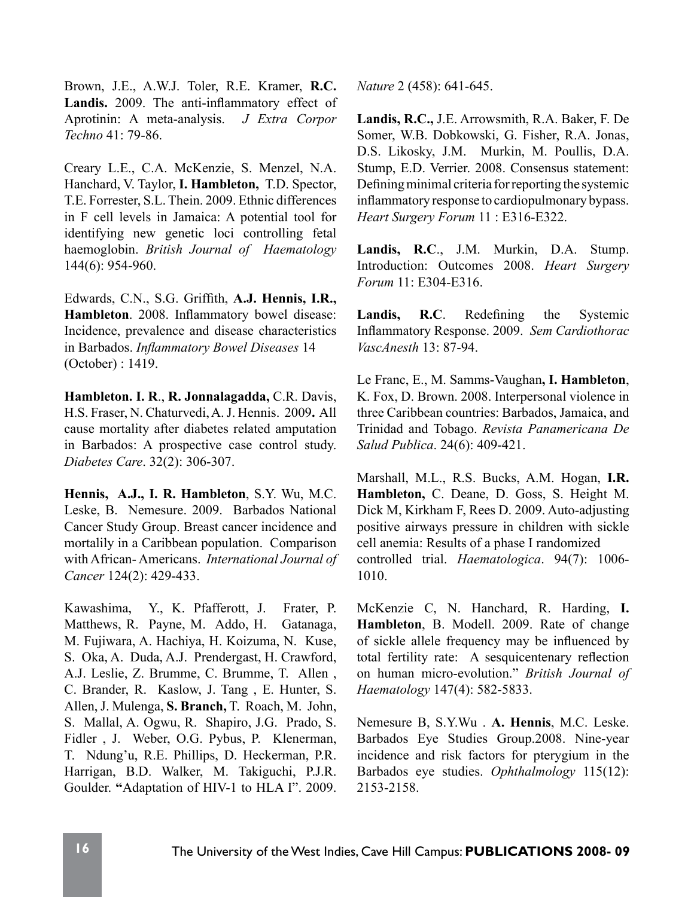Brown, J.E., A.W.J. Toler, R.E. Kramer, **R.C. Landis.** 2009. The anti-inflammatory effect of Aprotinin: A meta-analysis. *J Extra Corpor Techno* 41: 79-86.

Creary L.E., C.A. McKenzie, S. Menzel, N.A. Hanchard, V. Taylor, **I. Hambleton,** T.D. Spector, T.E. Forrester, S.L. Thein. 2009. Ethnic differences in F cell levels in Jamaica: A potential tool for identifying new genetic loci controlling fetal haemoglobin. *British Journal of Haematology* 144(6): 954-960.

Edwards, C.N., S.G. Griffith, **A.J. Hennis, I.R., Hambleton**. 2008. Inflammatory bowel disease: Incidence, prevalence and disease characteristics in Barbados. *Inflammatory Bowel Diseases* 14 (October) : 1419.

**Hambleton. I. R**., **R. Jonnalagadda,** C.R. Davis, H.S. Fraser, N. Chaturvedi, A. J. Hennis. 2009**.** All cause mortality after diabetes related amputation in Barbados: A prospective case control study. *Diabetes Care*. 32(2): 306-307.

**Hennis, A.J., I. R. Hambleton**, S.Y. Wu, M.C. Leske, B. Nemesure. 2009. Barbados National Cancer Study Group. Breast cancer incidence and mortalily in a Caribbean population. Comparison with African- Americans. *International Journal of Cancer* 124(2): 429-433.

Kawashima, Y., K. Pfafferott, J. Frater, P. Matthews, R. Payne, M. Addo, H. Gatanaga, M. Fujiwara, A. Hachiya, H. Koizuma, N. Kuse, S. Oka, A. Duda, A.J. Prendergast, H. Crawford, A.J. Leslie, Z. Brumme, C. Brumme, T. Allen , C. Brander, R. Kaslow, J. Tang , E. Hunter, S. Allen, J. Mulenga, **S. Branch,** T. Roach, M. John, S. Mallal, A. Ogwu, R. Shapiro, J.G. Prado, S. Fidler , J. Weber, O.G. Pybus, P. Klenerman, T. Ndung'u, R.E. Phillips, D. Heckerman, P.R. Harrigan, B.D. Walker, M. Takiguchi, P.J.R. Goulder. **"**Adaptation of HIV-1 to HLA I". 2009. *Nature* 2 (458): 641-645.

**Landis, R.C.,** J.E. Arrowsmith, R.A. Baker, F. De Somer, W.B. Dobkowski, G. Fisher, R.A. Jonas, D.S. Likosky, J.M. Murkin, M. Poullis, D.A. Stump, E.D. Verrier. 2008. Consensus statement: Defining minimal criteria for reporting the systemic inflammatory response to cardiopulmonary bypass. *Heart Surgery Forum* 11 : E316-E322.

**Landis, R.C**., J.M. Murkin, D.A. Stump. Introduction: Outcomes 2008. *Heart Surgery Forum* 11: E304-E316.

**Landis, R.C**. Redefining the Systemic Inflammatory Response. 2009. *Sem Cardiothorac VascAnesth* 13: 87-94.

Le Franc, E., M. Samms-Vaughan**, I. Hambleton**, K. Fox, D. Brown. 2008. Interpersonal violence in three Caribbean countries: Barbados, Jamaica, and Trinidad and Tobago. *Revista Panamericana De Salud Publica*. 24(6): 409-421.

Marshall, M.L., R.S. Bucks, A.M. Hogan, **I.R. Hambleton,** C. Deane, D. Goss, S. Height M. Dick M, Kirkham F, Rees D. 2009. Auto-adjusting positive airways pressure in children with sickle cell anemia: Results of a phase I randomized controlled trial. *Haematologica*. 94(7): 1006-1010.

McKenzie C, N. Hanchard, R. Harding, **I. Hambleton**, B. Modell. 2009. Rate of change of sickle allele frequency may be influenced by total fertility rate: A sesquicentenary reflection on human micro-evolution." *British Journal of Haematology* 147(4): 582-5833.

Nemesure B, S.Y.Wu . **A. Hennis**, M.C. Leske. Barbados Eye Studies Group.2008. Nine-year incidence and risk factors for pterygium in the Barbados eye studies. *Ophthalmology* 115(12): 2153-2158.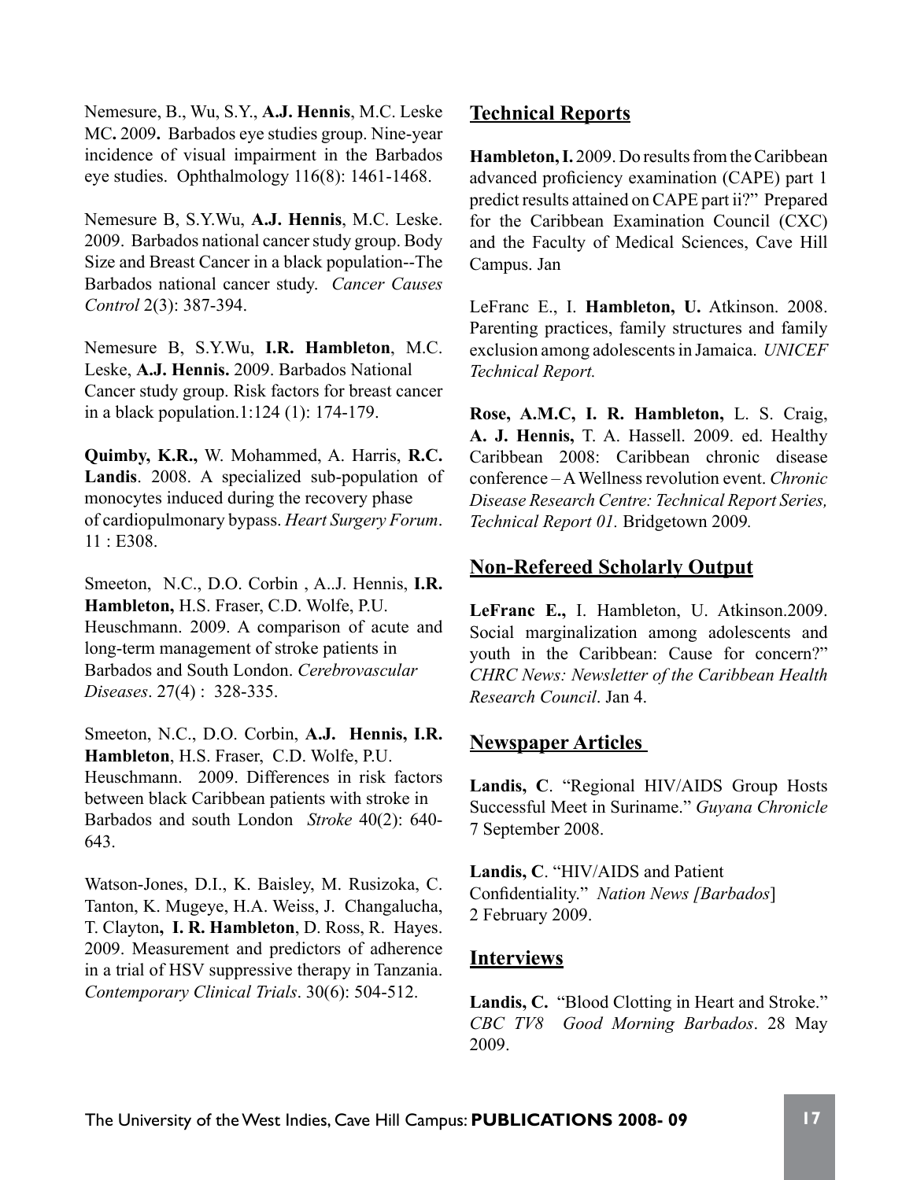Nemesure, B., Wu, S.Y., **A.J. Hennis**, M.C. Leske MC**.** 2009**.** Barbados eye studies group. Nine-year incidence of visual impairment in the Barbados eye studies. Ophthalmology 116(8): 1461-1468.

Nemesure B, S.Y.Wu, **A.J. Hennis**, M.C. Leske. 2009. Barbados national cancer study group. Body Size and Breast Cancer in a black population--The Barbados national cancer study. *Cancer Causes Control* 2(3): 387-394.

Nemesure B, S.Y.Wu, **I.R. Hambleton**, M.C. Leske, **A.J. Hennis.** 2009. Barbados National Cancer study group. Risk factors for breast cancer in a black population.1:124 (1): 174-179.

**Quimby, K.R.,** W. Mohammed, A. Harris, **R.C. Landis**. 2008. A specialized sub-population of monocytes induced during the recovery phase of cardiopulmonary bypass. *Heart Surgery Forum*. 11 : E308.

Smeeton, N.C., D.O. Corbin , A..J. Hennis, **I.R. Hambleton,** H.S. Fraser, C.D. Wolfe, P.U. Heuschmann. 2009. A comparison of acute and long-term management of stroke patients in Barbados and South London. *Cerebrovascular Diseases*. 27(4) : 328-335.

Smeeton, N.C., D.O. Corbin, **A.J. Hennis, I.R. Hambleton**, H.S. Fraser, C.D. Wolfe, P.U. Heuschmann. 2009. Differences in risk factors between black Caribbean patients with stroke in Barbados and south London *Stroke* 40(2): 640-643.

Watson-Jones, D.I., K. Baisley, M. Rusizoka, C. Tanton, K. Mugeye, H.A. Weiss, J. Changalucha, T. Clayton**, I. R. Hambleton**, D. Ross, R. Hayes. 2009. Measurement and predictors of adherence in a trial of HSV suppressive therapy in Tanzania. *Contemporary Clinical Trials*. 30(6): 504-512.

## Technical Reports

**Hambleton, I.** 2009. Do results from the Caribbean advanced proficiency examination (CAPE) part 1 predict results attained on CAPE part ii?" Prepared for the Caribbean Examination Council (CXC) and the Faculty of Medical Sciences, Cave Hill Campus. Jan

LeFranc E., I. **Hambleton, U.** Atkinson. 2008. Parenting practices, family structures and family exclusion among adolescents in Jamaica. *UNICEF Technical Report.*

**Rose, A.M.C, I. R. Hambleton,** L. S. Craig, **A. J. Hennis,** T. A. Hassell. 2009. ed. Healthy Caribbean 2008: Caribbean chronic disease conference – A Wellness revolution event. *Chronic Disease Research Centre: Technical Report Series, Technical Report 01.* Bridgetown 2009*.*

## Non-Refereed Scholarly Output

**LeFranc E.,** I. Hambleton, U. Atkinson.2009. Social marginalization among adolescents and youth in the Caribbean: Cause for concern?" *CHRC News: Newsletter of the Caribbean Health Research Council*. Jan 4.

## Newspaper Articles

**Landis, C**. "Regional HIV/AIDS Group Hosts Successful Meet in Suriname." *Guyana Chronicle* 7 September 2008.

**Landis, C**. "HIV/AIDS and Patient Confidentiality." *Nation News [Barbados*] 2 February 2009.

## Interviews

**Landis, C.** "Blood Clotting in Heart and Stroke." *CBC TV8 Good Morning Barbados*. 28 May 2009.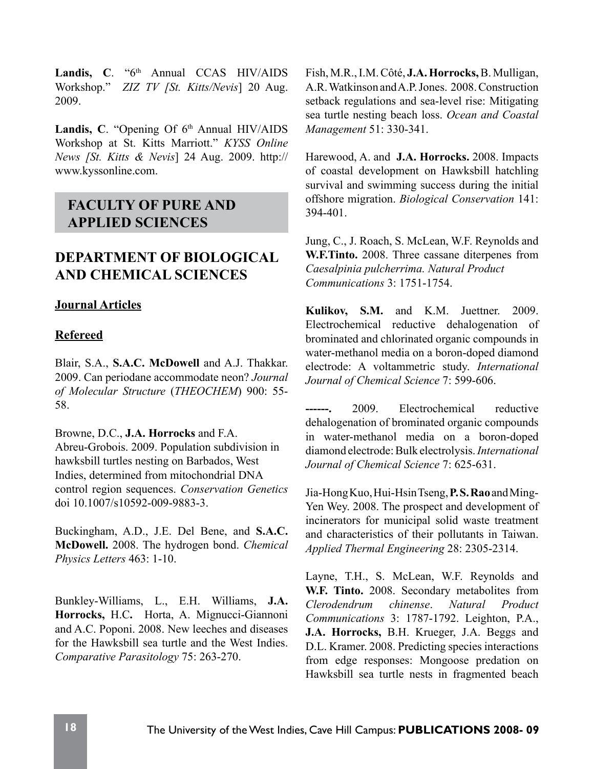**Landis, C**. "6th Annual CCAS HIV/AIDS Workshop." *ZIZ TV [St. Kitts/Nevis*] 20 Aug. 2009.

**Landis, C**. "Opening Of 6th Annual HIV/AIDS Workshop at St. Kitts Marriott." *KYSS Online News [St. Kitts & Nevis*] 24 Aug. 2009. http://www.kyssonline.com.

# FACULTY OF PURE AND APPLIED SCIENCES

## DEPARTMENT OF BIOLOGICAL AND CHEMICAL SCIENCES

### Journal Articles

### Refereed

Blair, S.A., **S.A.C. McDowell** and A.J. Thakkar. 2009. Can periodane accommodate neon? *Journal of Molecular Structure* (*THEOCHEM*) 900: 55-58.

Browne, D.C., **J.A. Horrocks** and F.A. Abreu-Grobois. 2009. Population subdivision in hawksbill turtles nesting on Barbados, West Indies, determined from mitochondrial DNA control region sequences. *Conservation Genetics* doi 10.1007/s10592-009-9883-3.

Buckingham, A.D., J.E. Del Bene, and **S.A.C. McDowell.** 2008. The hydrogen bond. *Chemical Physics Letters* 463: 1-10.

Bunkley-Williams, L., E.H. Williams, **J.A. Horrocks,** H.C**.** Horta, A. Mignucci-Giannoni and A.C. Poponi. 2008. New leeches and diseases for the Hawksbill sea turtle and the West Indies. *Comparative Parasitology* 75: 263-270.

Fish, M.R., I.M. Côté, **J.A. Horrocks,** B. Mulligan, A.R. Watkinson and A.P. Jones. 2008. Construction setback regulations and sea-level rise: Mitigating sea turtle nesting beach loss. *Ocean and Coastal Management* 51: 330-341.

Harewood, A. and **J.A. Horrocks.** 2008. Impacts of coastal development on Hawksbill hatchling survival and swimming success during the initial offshore migration. *Biological Conservation* 141: 394-401.

Jung, C., J. Roach, S. McLean, W.F. Reynolds and **W.F.Tinto.** 2008. Three cassane diterpenes from *Caesalpinia pulcherrima. Natural Product Communications* 3: 1751-1754.

**Kulikov, S.M.** and K.M. Juettner. 2009. Electrochemical reductive dehalogenation of brominated and chlorinated organic compounds in water-methanol media on a boron-doped diamond electrode: A voltammetric study. *International Journal of Chemical Science* 7: 599-606.

**------.** 2009. Electrochemical reductive dehalogenation of brominated organic compounds in water-methanol media on a boron-doped diamond electrode: Bulk electrolysis. *International Journal of Chemical Science* 7: 625-631.

Jia-Hong Kuo, Hui-Hsin Tseng, **P. S. Rao** and Ming-Yen Wey. 2008. The prospect and development of incinerators for municipal solid waste treatment and characteristics of their pollutants in Taiwan. *Applied Thermal Engineering* 28: 2305-2314.

Layne, T.H., S. McLean, W.F. Reynolds and **W.F. Tinto.** 2008. Secondary metabolites from *Clerodendrum chinense*. *Natural Product Communications* 3: 1787-1792. Leighton, P.A., **J.A. Horrocks,** B.H. Krueger, J.A. Beggs and D.L. Kramer. 2008. Predicting species interactions from edge responses: Mongoose predation on Hawksbill sea turtle nests in fragmented beach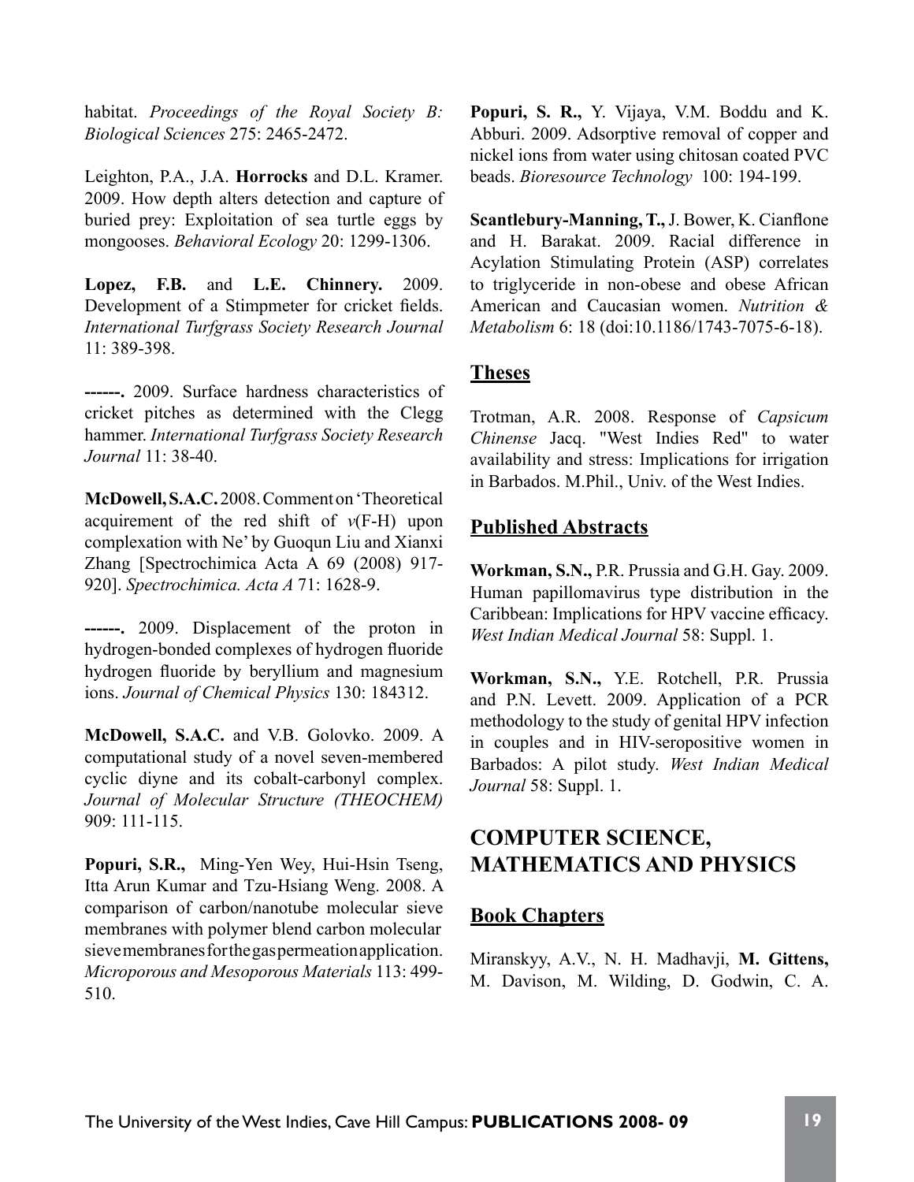habitat. *Proceedings of the Royal Society B: Biological Sciences* 275: 2465-2472.

Leighton, P.A., J.A. **Horrocks** and D.L. Kramer. 2009. How depth alters detection and capture of buried prey: Exploitation of sea turtle eggs by mongooses. *Behavioral Ecology* 20: 1299-1306.

**Lopez, F.B.** and **L.E. Chinnery.** 2009. Development of a Stimpmeter for cricket fields. *International Turfgrass Society Research Journal* 11: 389-398.

**------.** 2009. Surface hardness characteristics of cricket pitches as determined with the Clegg hammer. *International Turfgrass Society Research Journal* 11: 38-40.

**McDowell, S.A.C.** 2008. Comment on 'Theoretical acquirement of the red shift of *v*(F-H) upon complexation with Ne' by Guoqun Liu and Xianxi Zhang [Spectrochimica Acta A 69 (2008) 917-920]. *Spectrochimica. Acta A* 71: 1628-9.

**------.** 2009. Displacement of the proton in hydrogen-bonded complexes of hydrogen fluoride hydrogen fluoride by beryllium and magnesium ions. *Journal of Chemical Physics* 130: 184312.

**McDowell, S.A.C.** and V.B. Golovko. 2009. A computational study of a novel seven-membered cyclic diyne and its cobalt-carbonyl complex. *Journal of Molecular Structure (THEOCHEM)* 909: 111-115.

**Popuri, S.R.,** Ming-Yen Wey, Hui-Hsin Tseng, Itta Arun Kumar and Tzu-Hsiang Weng. 2008. A comparison of carbon/nanotube molecular sieve membranes with polymer blend carbon molecular sieve membranes for the gas permeation application. *Microporous and Mesoporous Materials* 113: 499-510.

**Popuri, S. R.,** Y. Vijaya, V.M. Boddu and K. Abburi. 2009. Adsorptive removal of copper and nickel ions from water using chitosan coated PVC beads. *Bioresource Technology* 100: 194-199.

**Scantlebury-Manning, T.,** J. Bower, K. Cianflone and H. Barakat. 2009. Racial difference in Acylation Stimulating Protein (ASP) correlates to triglyceride in non-obese and obese African American and Caucasian women. *Nutrition & Metabolism* 6: 18 (doi:10.1186/1743-7075-6-18).

## Theses

Trotman, A.R. 2008. Response of *Capsicum Chinense* Jacq. "West Indies Red" to water availability and stress: Implications for irrigation in Barbados. M.Phil., Univ. of the West Indies.

## Published Abstracts

**Workman, S.N.,** P.R. Prussia and G.H. Gay. 2009. Human papillomavirus type distribution in the Caribbean: Implications for HPV vaccine efficacy. *West Indian Medical Journal* 58: Suppl. 1.

**Workman, S.N.,** Y.E. Rotchell, P.R. Prussia and P.N. Levett. 2009. Application of a PCR methodology to the study of genital HPV infection in couples and in HIV-seropositive women in Barbados: A pilot study. *West Indian Medical Journal* 58: Suppl. 1.

# COMPUTER SCIENCE, MATHEMATICS AND PHYSICS

## Book Chapters

Miranskyy, A.V., N. H. Madhavji, **M. Gittens,** M. Davison, M. Wilding, D. Godwin, C. A.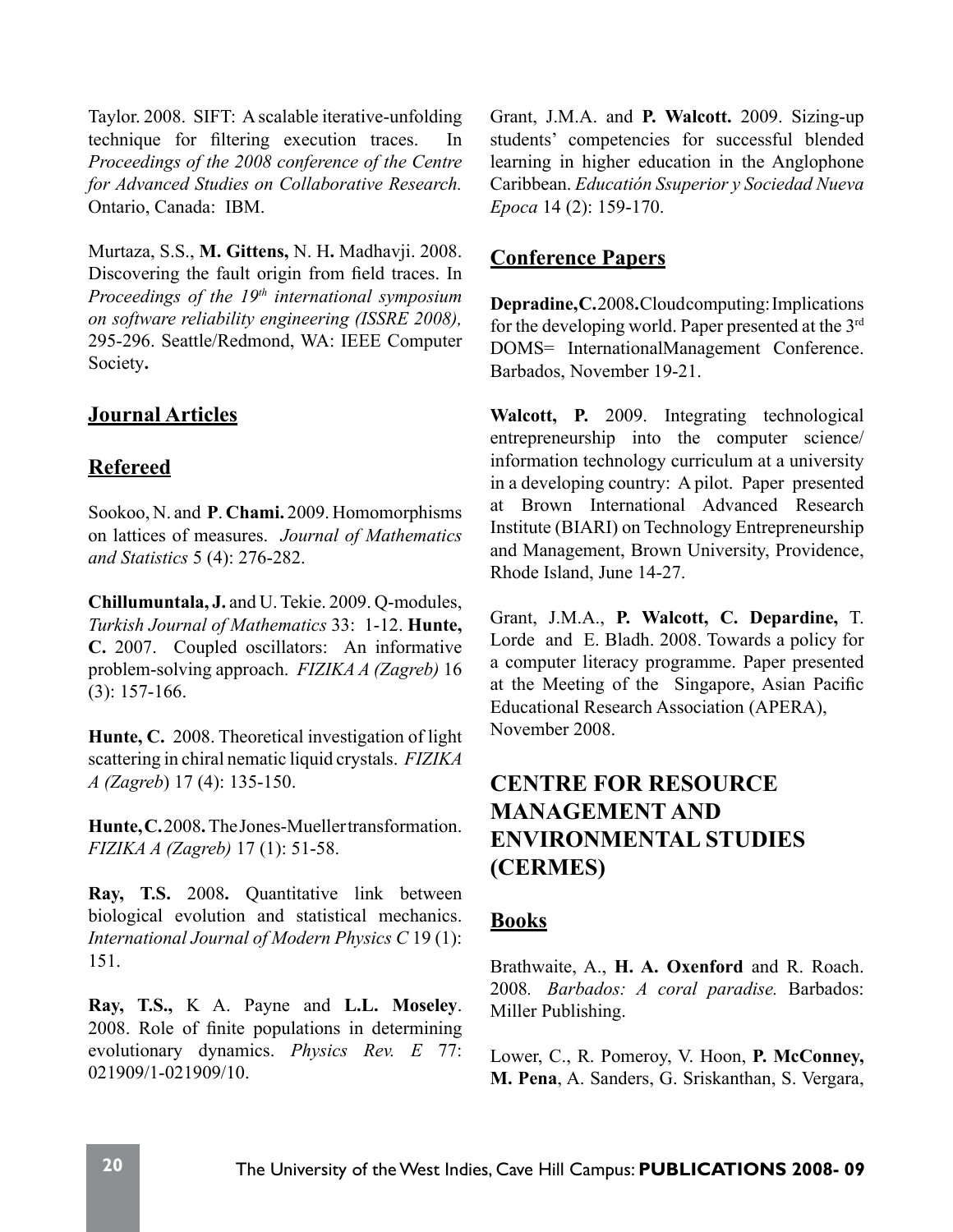Taylor. 2008. SIFT: A scalable iterative-unfolding technique for filtering execution traces. In *Proceedings of the 2008 conference of the Centre for Advanced Studies on Collaborative Research.* Ontario, Canada: IBM.

Murtaza, S.S., **M. Gittens,** N. H**.** Madhavji. 2008. Discovering the fault origin from field traces. In *Proceedings of the 19th international symposium on software reliability engineering (ISSRE 2008),* 295-296. Seattle/Redmond, WA: IEEE Computer Society**.**

## Journal Articles

### Refereed

Sookoo, N. and **P**. **Chami.** 2009. Homomorphisms on lattices of measures. *Journal of Mathematics and Statistics* 5 (4): 276-282.

**Chillumuntala, J.** and U. Tekie. 2009. Q-modules, *Turkish Journal of Mathematics* 33: 1-12. **Hunte, C.** 2007. Coupled oscillators: An informative problem-solving approach. *FIZIKA A (Zagreb)* 16 (3): 157-166.

**Hunte, C.** 2008. Theoretical investigation of light scattering in chiral nematic liquid crystals. *FIZIKA A (Zagreb*) 17 (4): 135-150.

**Hunte, C.** 2008**.** The Jones-Mueller transformation. *FIZIKA A (Zagreb)* 17 (1): 51-58.

**Ray, T.S.** 2008**.** Quantitative link between biological evolution and statistical mechanics. *International Journal of Modern Physics C* 19 (1): 151.

**Ray, T.S.,** K A. Payne and **L.L. Moseley**. 2008. Role of finite populations in determining evolutionary dynamics. *Physics Rev. E* 77: 021909/1-021909/10.

Grant, J.M.A. and **P. Walcott.** 2009. Sizing-up students' competencies for successful blended learning in higher education in the Anglophone Caribbean. *Educatión Ssuperior y Sociedad Nueva Epoca* 14 (2): 159-170.

### Conference Papers

**Depradine, C.** 2008**.** Cloud computing: Implications for the developing world. Paper presented at the 3rd DOMS= InternationalManagement Conference. Barbados, November 19-21.

**Walcott, P.** 2009. Integrating technological entrepreneurship into the computer science/ information technology curriculum at a university in a developing country: A pilot. Paper presented at Brown International Advanced Research Institute (BIARI) on Technology Entrepreneurship and Management, Brown University, Providence, Rhode Island, June 14-27.

Grant, J.M.A., **P. Walcott, C. Depardine,** T. Lorde and E. Bladh. 2008. Towards a policy for a computer literacy programme. Paper presented at the Meeting of the Singapore, Asian Pacific Educational Research Association (APERA), November 2008.

# CENTRE FOR RESOURCE MANAGEMENT AND ENVIRONMENTAL STUDIES (CERMES)

## Books

Brathwaite, A., **H. A. Oxenford** and R. Roach. 2008*. Barbados: A coral paradise.* Barbados: Miller Publishing.

Lower, C., R. Pomeroy, V. Hoon, **P. McConney, M. Pena**, A. Sanders, G. Sriskanthan, S. Vergara,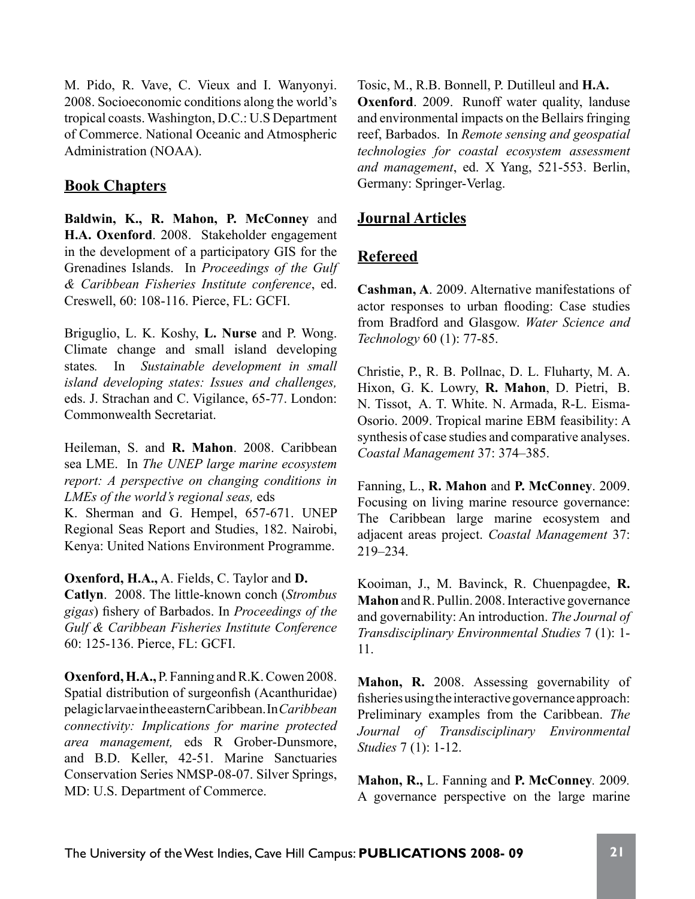M. Pido, R. Vave, C. Vieux and I. Wanyonyi. 2008. Socioeconomic conditions along the world's tropical coasts. Washington, D.C.: U.S Department of Commerce. National Oceanic and Atmospheric Administration (NOAA).

## Book Chapters

**Baldwin, K., R. Mahon, P. McConney** and **H.A. Oxenford**. 2008. Stakeholder engagement in the development of a participatory GIS for the Grenadines Islands. In *Proceedings of the Gulf & Caribbean Fisheries Institute conference*, ed. Creswell, 60: 108-116. Pierce, FL: GCFI.

Briguglio, L. K. Koshy, **L. Nurse** and P. Wong. Climate change and small island developing states*.* In *Sustainable development in small island developing states: Issues and challenges,* eds. J. Strachan and C. Vigilance, 65-77. London: Commonwealth Secretariat.

Heileman, S. and **R. Mahon**. 2008. Caribbean sea LME. In *The UNEP large marine ecosystem report: A perspective on changing conditions in LMEs of the world's regional seas,* eds K. Sherman and G. Hempel, 657-671. UNEP Regional Seas Report and Studies, 182. Nairobi, Kenya: United Nations Environment Programme.

**Oxenford, H.A.,** A. Fields, C. Taylor and **D. Catlyn**. 2008. The little-known conch (*Strombus gigas*) fishery of Barbados. In *Proceedings of the Gulf & Caribbean Fisheries Institute Conference* 60: 125-136. Pierce, FL: GCFI.

**Oxenford, H.A.,** P. Fanning and R.K. Cowen 2008. Spatial distribution of surgeonfish (Acanthuridae) pelagic larvae in the eastern Caribbean. In *Caribbean connectivity: Implications for marine protected area management,* eds R Grober-Dunsmore, and B.D. Keller, 42-51. Marine Sanctuaries Conservation Series NMSP-08-07. Silver Springs, MD: U.S. Department of Commerce.

Tosic, M., R.B. Bonnell, P. Dutilleul and **H.A. Oxenford**. 2009. Runoff water quality, landuse and environmental impacts on the Bellairs fringing reef, Barbados. In *Remote sensing and geospatial technologies for coastal ecosystem assessment and management*, ed. X Yang, 521-553. Berlin, Germany: Springer-Verlag.

## Journal Articles

### Refereed

**Cashman, A**. 2009. Alternative manifestations of actor responses to urban flooding: Case studies from Bradford and Glasgow. *Water Science and Technology* 60 (1): 77-85.

Christie, P., R. B. Pollnac, D. L. Fluharty, M. A. Hixon, G. K. Lowry, **R. Mahon**, D. Pietri, B. N. Tissot, A. T. White. N. Armada, R-L. Eisma-Osorio. 2009. Tropical marine EBM feasibility: A synthesis of case studies and comparative analyses. *Coastal Management* 37: 374–385.

Fanning, L., **R. Mahon** and **P. McConney**. 2009. Focusing on living marine resource governance: The Caribbean large marine ecosystem and adjacent areas project. *Coastal Management* 37: 219–234.

Kooiman, J., M. Bavinck, R. Chuenpagdee, **R. Mahon** and R. Pullin. 2008. Interactive governance and governability: An introduction. *The Journal of Transdisciplinary Environmental Studies* 7 (1): 1-11.

**Mahon, R.** 2008. Assessing governability of fisheries using the interactive governance approach: Preliminary examples from the Caribbean. *The Journal of Transdisciplinary Environmental Studies* 7 (1): 1-12.

**Mahon, R.,** L. Fanning and **P. McConney***.* 2009*.* A governance perspective on the large marine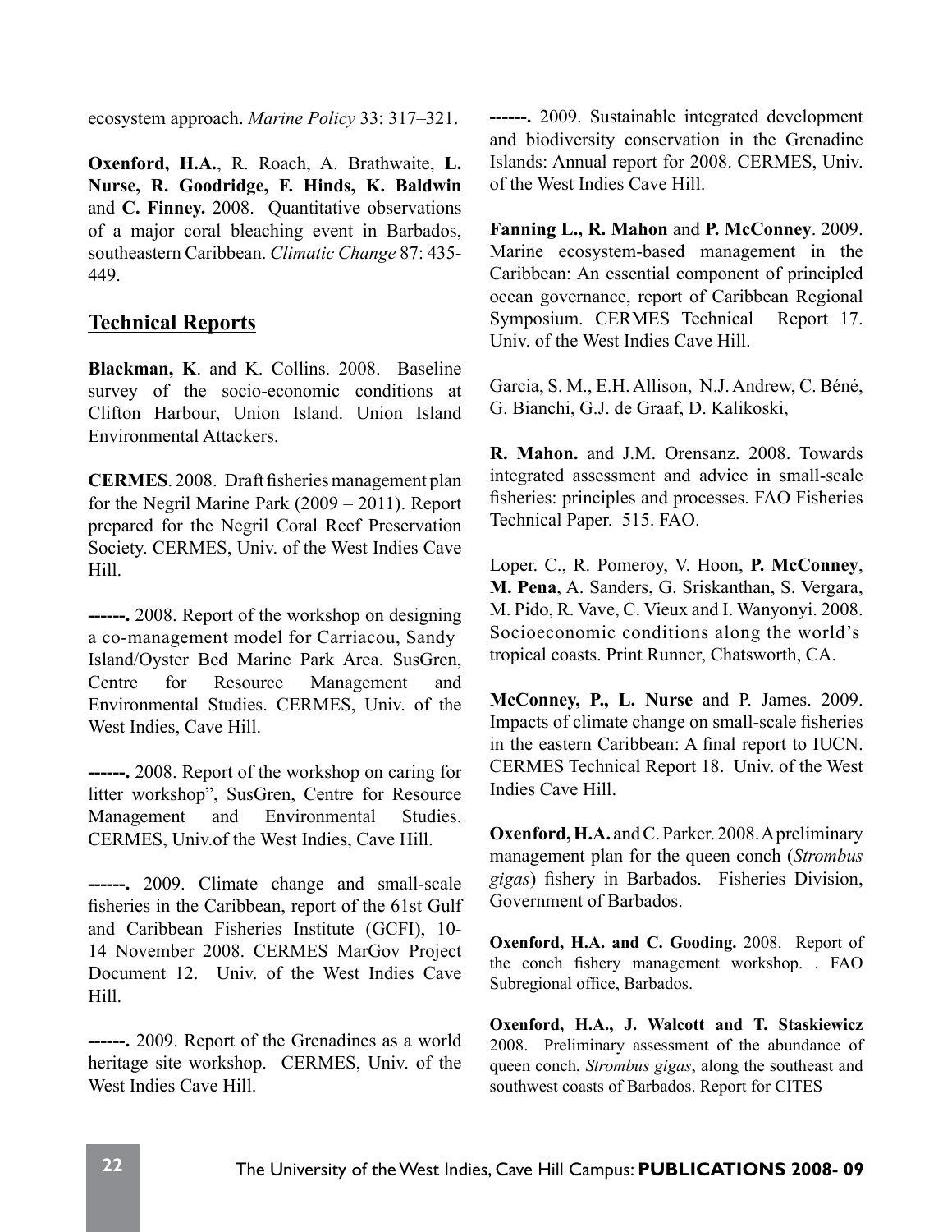ecosystem approach. *Marine Policy* 33: 317–321.

**Oxenford, H.A.**, R. Roach, A. Brathwaite, **L. Nurse, R. Goodridge, F. Hinds, K. Baldwin** and **C. Finney.** 2008. Quantitative observations of a major coral bleaching event in Barbados, southeastern Caribbean. *Climatic Change* 87: 435-449.

## Technical Reports

**Blackman, K**. and K. Collins. 2008. Baseline survey of the socio-economic conditions at Clifton Harbour, Union Island. Union Island Environmental Attackers.

**CERMES**. 2008. Draft fisheries management plan for the Negril Marine Park (2009 – 2011). Report prepared for the Negril Coral Reef Preservation Society. CERMES, Univ. of the West Indies Cave Hill.

**------.** 2008. Report of the workshop on designing a co-management model for Carriacou, Sandy Island/Oyster Bed Marine Park Area. SusGren, Centre for Resource Management and Environmental Studies. CERMES, Univ. of the West Indies, Cave Hill.

**------.** 2008. Report of the workshop on caring for litter workshop", SusGren, Centre for Resource Management and Environmental Studies. CERMES, Univ.of the West Indies, Cave Hill.

**------.** 2009. Climate change and small-scale fisheries in the Caribbean, report of the 61st Gulf and Caribbean Fisheries Institute (GCFI), 10-14 November 2008. CERMES MarGov Project Document 12. Univ. of the West Indies Cave Hill.

**------.** 2009. Report of the Grenadines as a world heritage site workshop. CERMES, Univ. of the West Indies Cave Hill.

**------.** 2009. Sustainable integrated development and biodiversity conservation in the Grenadine Islands: Annual report for 2008. CERMES, Univ. of the West Indies Cave Hill.

**Fanning L., R. Mahon** and **P. McConney**. 2009. Marine ecosystem-based management in the Caribbean: An essential component of principled ocean governance, report of Caribbean Regional Symposium. CERMES Technical Report 17. Univ. of the West Indies Cave Hill.

Garcia, S. M., E.H. Allison, N.J. Andrew, C. Béné, G. Bianchi, G.J. de Graaf, D. Kalikoski,

**R. Mahon.** and J.M. Orensanz. 2008. Towards integrated assessment and advice in small-scale fisheries: principles and processes. FAO Fisheries Technical Paper. 515. FAO.

Loper. C., R. Pomeroy, V. Hoon, **P. McConney**, **M. Pena**, A. Sanders, G. Sriskanthan, S. Vergara, M. Pido, R. Vave, C. Vieux and I. Wanyonyi. 2008. Socioeconomic conditions along the world's tropical coasts. Print Runner, Chatsworth, CA.

**McConney, P., L. Nurse** and P. James. 2009. Impacts of climate change on small-scale fisheries in the eastern Caribbean: A final report to IUCN. CERMES Technical Report 18. Univ. of the West Indies Cave Hill.

**Oxenford, H.A.** and C. Parker. 2008. A preliminary management plan for the queen conch (*Strombus gigas*) fishery in Barbados. Fisheries Division, Government of Barbados.

**Oxenford, H.A. and C. Gooding.** 2008. Report of the conch fishery management workshop. . FAO Subregional office, Barbados.

**Oxenford, H.A., J. Walcott and T. Staskiewicz** 2008. Preliminary assessment of the abundance of queen conch, *Strombus gigas*, along the southeast and southwest coasts of Barbados. Report for CITES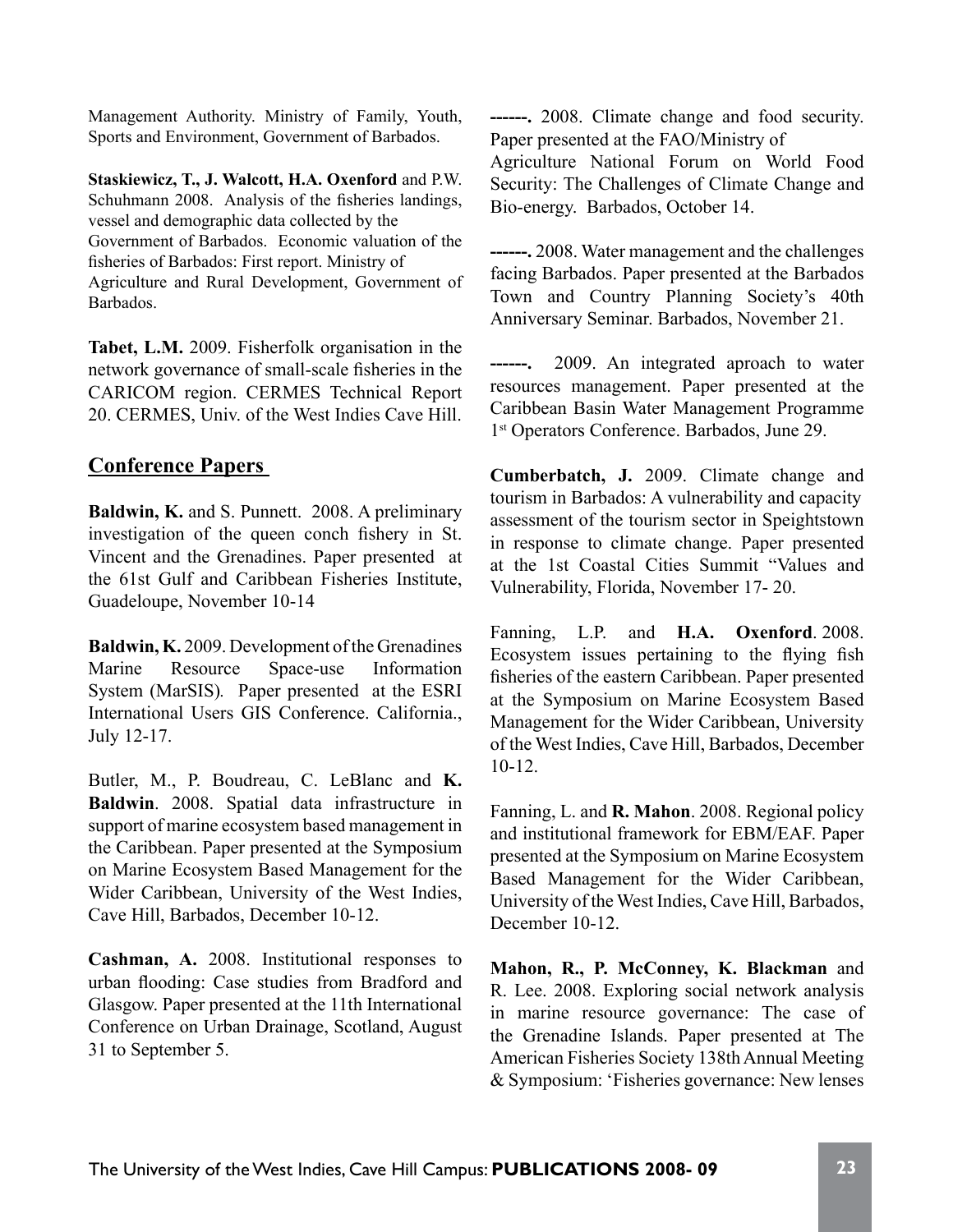Management Authority. Ministry of Family, Youth, Sports and Environment, Government of Barbados.

**Staskiewicz, T., J. Walcott, H.A. Oxenford** and P.W. Schuhmann 2008. Analysis of the fisheries landings, vessel and demographic data collected by the Government of Barbados. Economic valuation of the fisheries of Barbados: First report. Ministry of Agriculture and Rural Development, Government of Barbados.

**Tabet, L.M.** 2009. Fisherfolk organisation in the network governance of small-scale fisheries in the CARICOM region. CERMES Technical Report 20. CERMES, Univ. of the West Indies Cave Hill.

## Conference Papers

**Baldwin, K.** and S. Punnett. 2008. A preliminary investigation of the queen conch fishery in St. Vincent and the Grenadines. Paper presented at the 61st Gulf and Caribbean Fisheries Institute, Guadeloupe, November 10-14

**Baldwin, K.** 2009. Development of the Grenadines Marine Resource Space-use Information System (MarSIS). Paper presented at the ESRI International Users GIS Conference. California., July 12-17.

Butler, M., P. Boudreau, C. LeBlanc and **K. Baldwin**. 2008. Spatial data infrastructure in support of marine ecosystem based management in the Caribbean. Paper presented at the Symposium on Marine Ecosystem Based Management for the Wider Caribbean, University of the West Indies, Cave Hill, Barbados, December 10-12.

**Cashman, A.** 2008. Institutional responses to urban flooding: Case studies from Bradford and Glasgow. Paper presented at the 11th International Conference on Urban Drainage, Scotland, August 31 to September 5.

**------.** 2008. Climate change and food security. Paper presented at the FAO/Ministry of Agriculture National Forum on World Food Security: The Challenges of Climate Change and Bio-energy. Barbados, October 14.

**------.** 2008. Water management and the challenges facing Barbados. Paper presented at the Barbados Town and Country Planning Society's 40th Anniversary Seminar. Barbados, November 21.

**------.** 2009. An integrated aproach to water resources management. Paper presented at the Caribbean Basin Water Management Programme 1st Operators Conference. Barbados, June 29.

**Cumberbatch, J.** 2009. Climate change and tourism in Barbados: A vulnerability and capacity assessment of the tourism sector in Speightstown in response to climate change. Paper presented at the 1st Coastal Cities Summit "Values and Vulnerability, Florida, November 17- 20.

Fanning, L.P. and **H.A. Oxenford**. 2008. Ecosystem issues pertaining to the flying fish fisheries of the eastern Caribbean. Paper presented at the Symposium on Marine Ecosystem Based Management for the Wider Caribbean, University of the West Indies, Cave Hill, Barbados, December 10-12.

Fanning, L. and **R. Mahon**. 2008. Regional policy and institutional framework for EBM/EAF. Paper presented at the Symposium on Marine Ecosystem Based Management for the Wider Caribbean, University of the West Indies, Cave Hill, Barbados, December 10-12.

**Mahon, R., P. McConney, K. Blackman** and R. Lee. 2008. Exploring social network analysis in marine resource governance: The case of the Grenadine Islands. Paper presented at The American Fisheries Society 138th Annual Meeting & Symposium: 'Fisheries governance: New lenses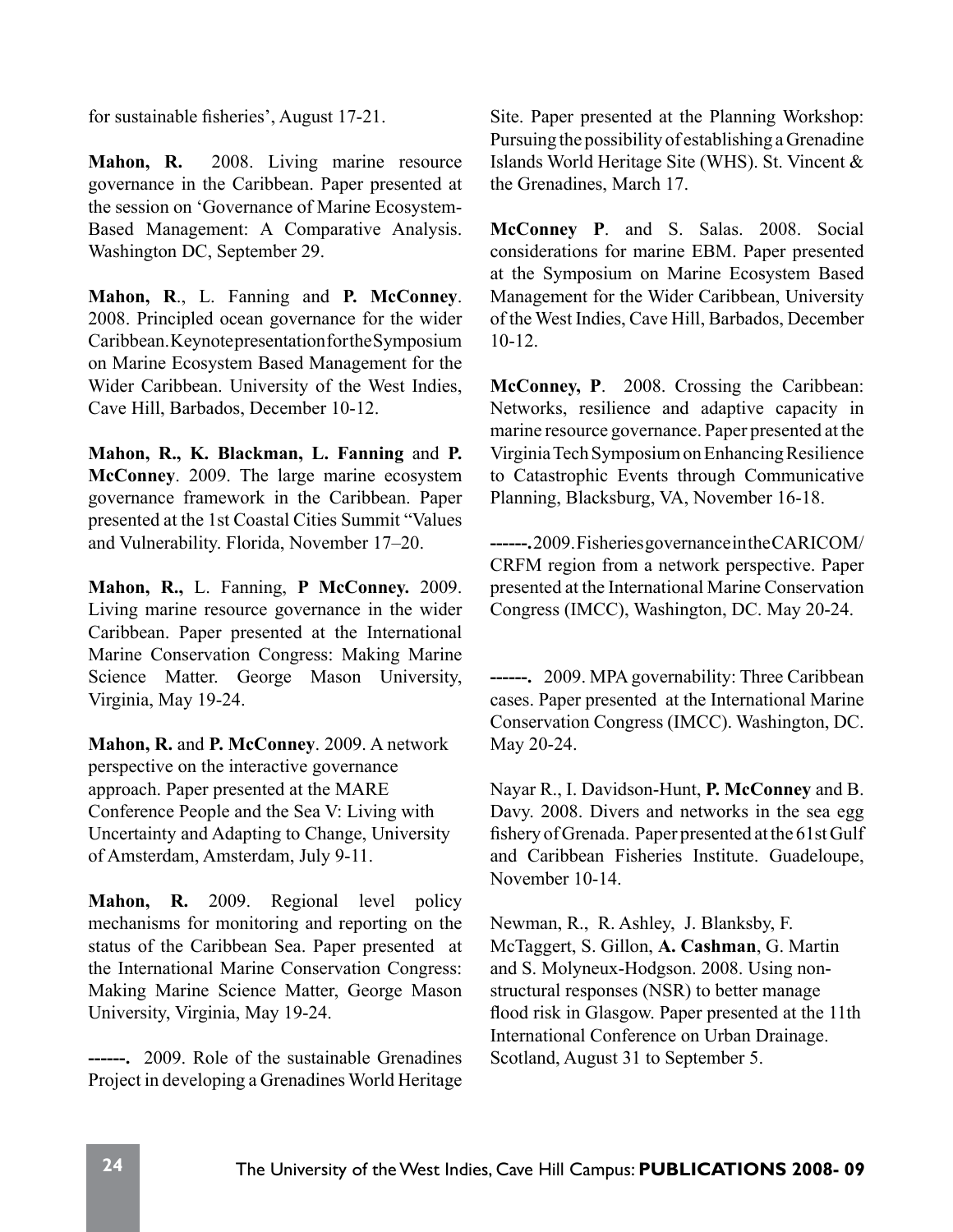for sustainable fisheries', August 17-21.

**Mahon, R.** 2008. Living marine resource governance in the Caribbean. Paper presented at the session on 'Governance of Marine Ecosystem-Based Management: A Comparative Analysis. Washington DC, September 29.

**Mahon, R**., L. Fanning and **P. McConney**. 2008. Principled ocean governance for the wider Caribbean. Keynote presentation for the Symposium on Marine Ecosystem Based Management for the Wider Caribbean. University of the West Indies, Cave Hill, Barbados, December 10-12.

**Mahon, R., K. Blackman, L. Fanning** and **P. McConney**. 2009. The large marine ecosystem governance framework in the Caribbean. Paper presented at the 1st Coastal Cities Summit "Values and Vulnerability. Florida, November 17–20.

**Mahon, R.,** L. Fanning, **P McConney.** 2009. Living marine resource governance in the wider Caribbean. Paper presented at the International Marine Conservation Congress: Making Marine Science Matter. George Mason University, Virginia, May 19-24.

**Mahon, R.** and **P. McConney**. 2009. A network perspective on the interactive governance approach. Paper presented at the MARE Conference People and the Sea V: Living with Uncertainty and Adapting to Change, University of Amsterdam, Amsterdam, July 9-11.

**Mahon, R.** 2009. Regional level policy mechanisms for monitoring and reporting on the status of the Caribbean Sea. Paper presented at the International Marine Conservation Congress: Making Marine Science Matter, George Mason University, Virginia, May 19-24.

**------.** 2009. Role of the sustainable Grenadines Project in developing a Grenadines World Heritage Site. Paper presented at the Planning Workshop: Pursuing the possibility of establishing a Grenadine Islands World Heritage Site (WHS). St. Vincent & the Grenadines, March 17.

**McConney P**. and S. Salas. 2008. Social considerations for marine EBM. Paper presented at the Symposium on Marine Ecosystem Based Management for the Wider Caribbean, University of the West Indies, Cave Hill, Barbados, December 10-12.

**McConney, P**. 2008. Crossing the Caribbean: Networks, resilience and adaptive capacity in marine resource governance. Paper presented at the Virginia Tech Symposium on Enhancing Resilience to Catastrophic Events through Communicative Planning, Blacksburg, VA, November 16-18.

**------.** 2009. Fisheries governance in the CARICOM/CRFM region from a network perspective. Paper presented at the International Marine Conservation Congress (IMCC), Washington, DC. May 20-24.

**------.** 2009. MPA governability: Three Caribbean cases. Paper presented at the International Marine Conservation Congress (IMCC). Washington, DC. May 20-24.

Nayar R., I. Davidson-Hunt, **P. McConney** and B. Davy. 2008. Divers and networks in the sea egg fishery of Grenada. Paper presented at the 61st Gulf and Caribbean Fisheries Institute. Guadeloupe, November 10-14.

Newman, R., R. Ashley, J. Blanksby, F. McTaggert, S. Gillon, **A. Cashman**, G. Martin and S. Molyneux-Hodgson. 2008. Using non-structural responses (NSR) to better manage flood risk in Glasgow. Paper presented at the 11th International Conference on Urban Drainage. Scotland, August 31 to September 5.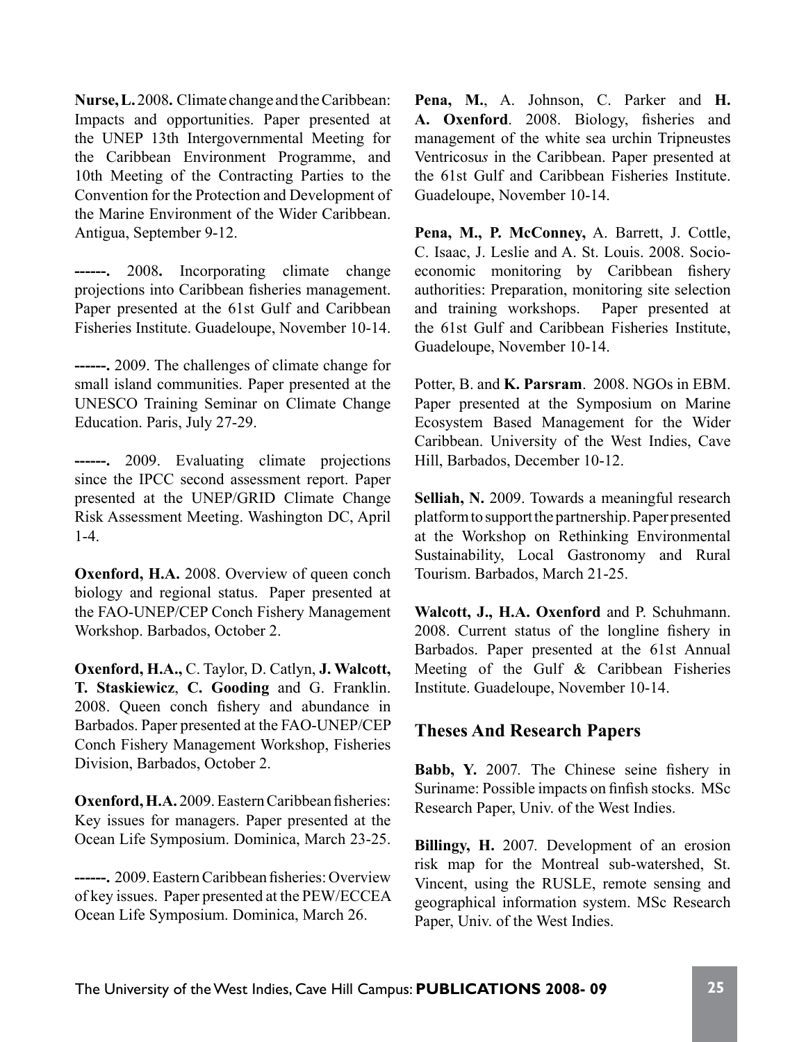**Nurse, L.** 2008**.** Climate change and the Caribbean: Impacts and opportunities. Paper presented at the UNEP 13th Intergovernmental Meeting for the Caribbean Environment Programme, and 10th Meeting of the Contracting Parties to the Convention for the Protection and Development of the Marine Environment of the Wider Caribbean. Antigua, September 9-12.

**------.** 2008**.** Incorporating climate change projections into Caribbean fisheries management. Paper presented at the 61st Gulf and Caribbean Fisheries Institute. Guadeloupe, November 10-14.

**------.** 2009. The challenges of climate change for small island communities. Paper presented at the UNESCO Training Seminar on Climate Change Education. Paris, July 27-29.

**------.** 2009. Evaluating climate projections since the IPCC second assessment report. Paper presented at the UNEP/GRID Climate Change Risk Assessment Meeting. Washington DC, April 1-4.

**Oxenford, H.A.** 2008. Overview of queen conch biology and regional status. Paper presented at the FAO-UNEP/CEP Conch Fishery Management Workshop. Barbados, October 2.

**Oxenford, H.A.,** C. Taylor, D. Catlyn, **J. Walcott, T. Staskiewicz**, **C. Gooding** and G. Franklin. 2008. Queen conch fishery and abundance in Barbados. Paper presented at the FAO-UNEP/CEP Conch Fishery Management Workshop, Fisheries Division, Barbados, October 2.

**Oxenford, H.A.** 2009. Eastern Caribbean fisheries: Key issues for managers. Paper presented at the Ocean Life Symposium. Dominica, March 23-25.

**------.** 2009. Eastern Caribbean fisheries: Overview of key issues. Paper presented at the PEW/ECCEA Ocean Life Symposium. Dominica, March 26.

**Pena, M.**, A. Johnson, C. Parker and **H. A. Oxenford**. 2008. Biology, fisheries and management of the white sea urchin Tripneustes Ventricosu*s* in the Caribbean. Paper presented at the 61st Gulf and Caribbean Fisheries Institute. Guadeloupe, November 10-14.

**Pena, M., P. McConney,** A. Barrett, J. Cottle, C. Isaac, J. Leslie and A. St. Louis. 2008. Socio-economic monitoring by Caribbean fishery authorities: Preparation, monitoring site selection and training workshops. Paper presented at the 61st Gulf and Caribbean Fisheries Institute, Guadeloupe, November 10-14.

Potter, B. and **K. Parsram**. 2008. NGOs in EBM. Paper presented at the Symposium on Marine Ecosystem Based Management for the Wider Caribbean. University of the West Indies, Cave Hill, Barbados, December 10-12.

**Selliah, N.** 2009. Towards a meaningful research platform to support the partnership. Paper presented at the Workshop on Rethinking Environmental Sustainability, Local Gastronomy and Rural Tourism. Barbados, March 21-25.

**Walcott, J., H.A. Oxenford** and P. Schuhmann. 2008. Current status of the longline fishery in Barbados. Paper presented at the 61st Annual Meeting of the Gulf & Caribbean Fisheries Institute. Guadeloupe, November 10-14.

## Theses And Research Papers

**Babb, Y.** 2007*.* The Chinese seine fishery in Suriname: Possible impacts on finfish stocks. MSc Research Paper, Univ. of the West Indies.

**Billingy, H.** 2007*.* Development of an erosion risk map for the Montreal sub-watershed, St. Vincent, using the RUSLE, remote sensing and geographical information system. MSc Research Paper, Univ. of the West Indies.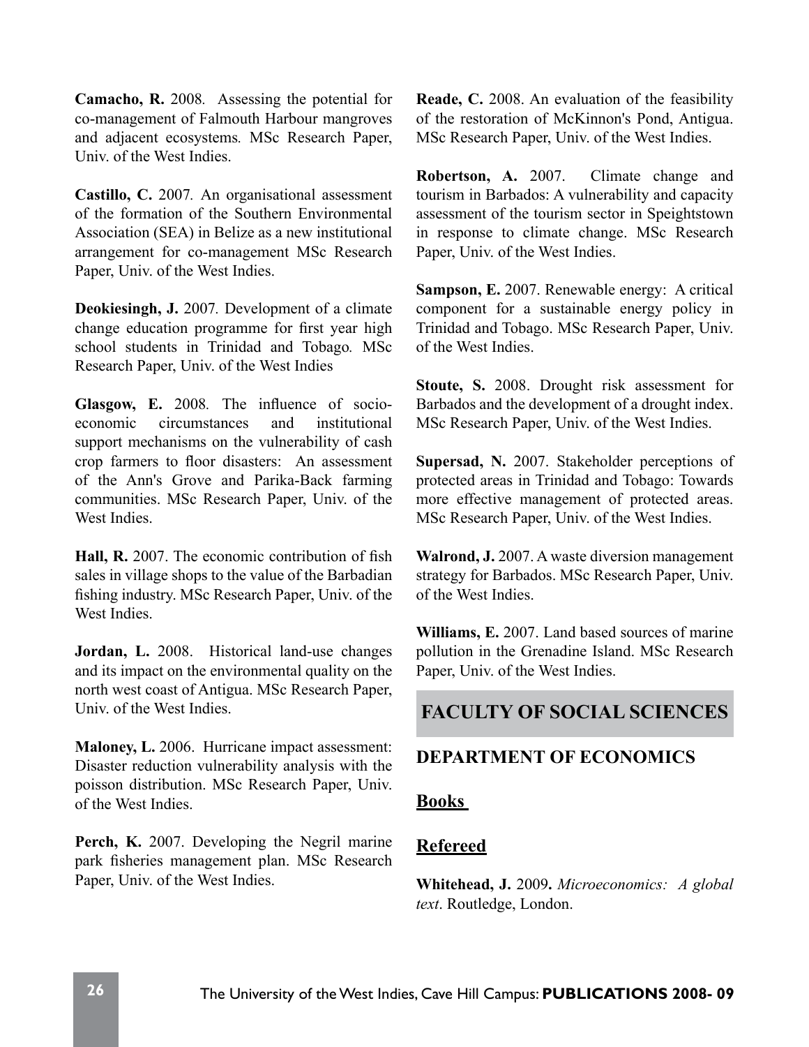**Camacho, R.** 2008. Assessing the potential for co-management of Falmouth Harbour mangroves and adjacent ecosystems. MSc Research Paper, Univ. of the West Indies.

**Castillo, C.** 2007. An organisational assessment of the formation of the Southern Environmental Association (SEA) in Belize as a new institutional arrangement for co-management MSc Research Paper, Univ. of the West Indies.

**Deokiesingh, J.** 2007. Development of a climate change education programme for first year high school students in Trinidad and Tobago. MSc Research Paper, Univ. of the West Indies

**Glasgow, E.** 2008. The influence of socio-economic circumstances and institutional support mechanisms on the vulnerability of cash crop farmers to floor disasters: An assessment of the Ann's Grove and Parika-Back farming communities. MSc Research Paper, Univ. of the West Indies.

**Hall, R.** 2007. The economic contribution of fish sales in village shops to the value of the Barbadian fishing industry. MSc Research Paper, Univ. of the West Indies.

**Jordan, L.** 2008. Historical land-use changes and its impact on the environmental quality on the north west coast of Antigua. MSc Research Paper, Univ. of the West Indies.

**Maloney, L.** 2006. Hurricane impact assessment: Disaster reduction vulnerability analysis with the poisson distribution. MSc Research Paper, Univ. of the West Indies.

**Perch, K.** 2007. Developing the Negril marine park fisheries management plan. MSc Research Paper, Univ. of the West Indies.

**Reade, C.** 2008. An evaluation of the feasibility of the restoration of McKinnon's Pond, Antigua. MSc Research Paper, Univ. of the West Indies.

**Robertson, A.** 2007. Climate change and tourism in Barbados: A vulnerability and capacity assessment of the tourism sector in Speightstown in response to climate change. MSc Research Paper, Univ. of the West Indies.

**Sampson, E.** 2007. Renewable energy: A critical component for a sustainable energy policy in Trinidad and Tobago. MSc Research Paper, Univ. of the West Indies.

**Stoute, S.** 2008. Drought risk assessment for Barbados and the development of a drought index. MSc Research Paper, Univ. of the West Indies.

**Supersad, N.** 2007. Stakeholder perceptions of protected areas in Trinidad and Tobago: Towards more effective management of protected areas. MSc Research Paper, Univ. of the West Indies.

**Walrond, J.** 2007. A waste diversion management strategy for Barbados. MSc Research Paper, Univ. of the West Indies.

**Williams, E.** 2007. Land based sources of marine pollution in the Grenadine Island. MSc Research Paper, Univ. of the West Indies.

# FACULTY OF SOCIAL SCIENCES

## DEPARTMENT OF ECONOMICS

### Books

### Refereed

**Whitehead, J.** 2009**.** *Microeconomics: A global text*. Routledge, London.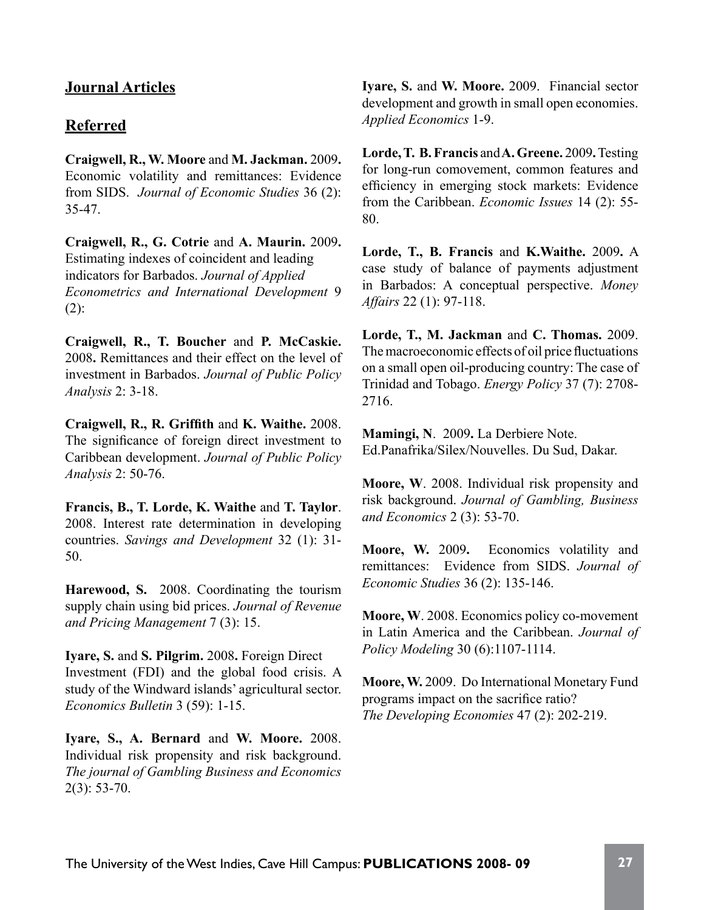## Journal Articles

## Referred

**Craigwell, R., W. Moore** and **M. Jackman.** 2009**.** Economic volatility and remittances: Evidence from SIDS. *Journal of Economic Studies* 36 (2): 35-47.

**Craigwell, R., G. Cotrie** and **A. Maurin.** 2009**.** Estimating indexes of coincident and leading indicators for Barbados. *Journal of Applied Econometrics and International Development* 9 (2):

**Craigwell, R., T. Boucher** and **P. McCaskie.** 2008**.** Remittances and their effect on the level of investment in Barbados. *Journal of Public Policy Analysis* 2: 3-18.

**Craigwell, R., R. Griffith** and **K. Waithe.** 2008. The significance of foreign direct investment to Caribbean development. *Journal of Public Policy Analysis* 2: 50-76.

**Francis, B., T. Lorde, K. Waithe** and **T. Taylor**. 2008. Interest rate determination in developing countries. *Savings and Development* 32 (1): 31-50.

**Harewood, S.** 2008. Coordinating the tourism supply chain using bid prices. *Journal of Revenue and Pricing Management* 7 (3): 15.

**Iyare, S.** and **S. Pilgrim.** 2008**.** Foreign Direct Investment (FDI) and the global food crisis. A study of the Windward islands' agricultural sector. *Economics Bulletin* 3 (59): 1-15.

**Iyare, S., A. Bernard** and **W. Moore.** 2008. Individual risk propensity and risk background. *The journal of Gambling Business and Economics* 2(3): 53-70.

**Iyare, S.** and **W. Moore.** 2009. Financial sector development and growth in small open economies. *Applied Economics* 1-9.

**Lorde, T. B. Francis** and **A. Greene.** 2009**.** Testing for long-run comovement, common features and efficiency in emerging stock markets: Evidence from the Caribbean. *Economic Issues* 14 (2): 55-80.

**Lorde, T., B. Francis** and **K.Waithe.** 2009**.** A case study of balance of payments adjustment in Barbados: A conceptual perspective. *Money Affairs* 22 (1): 97-118.

**Lorde, T., M. Jackman** and **C. Thomas.** 2009. The macroeconomic effects of oil price fluctuations on a small open oil-producing country: The case of Trinidad and Tobago. *Energy Policy* 37 (7): 2708-2716.

**Mamingi, N**. 2009**.** La Derbiere Note. Ed.Panafrika/Silex/Nouvelles. Du Sud, Dakar.

**Moore, W**. 2008. Individual risk propensity and risk background. *Journal of Gambling, Business and Economics* 2 (3): 53-70.

**Moore, W.** 2009**.** Economics volatility and remittances: Evidence from SIDS. *Journal of Economic Studies* 36 (2): 135-146.

**Moore, W**. 2008. Economics policy co-movement in Latin America and the Caribbean. *Journal of Policy Modeling* 30 (6):1107-1114.

**Moore, W.** 2009. Do International Monetary Fund programs impact on the sacrifice ratio? *The Developing Economies* 47 (2): 202-219.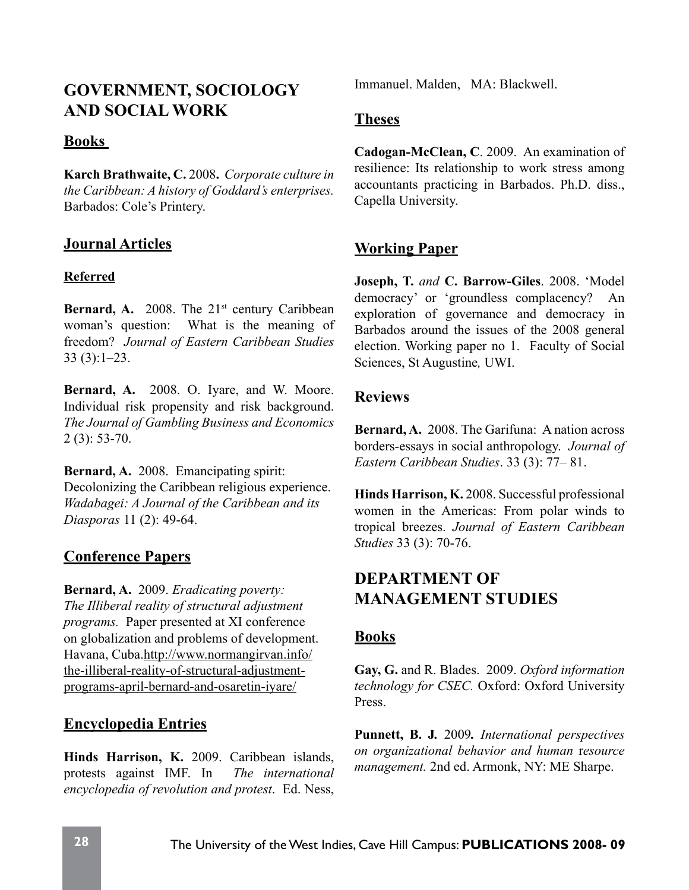## GOVERNMENT, SOCIOLOGY AND SOCIAL WORK

### Books

**Karch Brathwaite, C.** 2008**.** *Corporate culture in the Caribbean: A history of Goddard's enterprises.* Barbados: Cole's Printery.

### Journal Articles

#### Referred

**Bernard, A.** 2008. The 21st century Caribbean woman's question: What is the meaning of freedom? *Journal of Eastern Caribbean Studies* 33 (3):1–23.

**Bernard, A.** 2008. O. Iyare, and W. Moore. Individual risk propensity and risk background. *The Journal of Gambling Business and Economics* 2 (3): 53-70.

**Bernard, A.** 2008. Emancipating spirit: Decolonizing the Caribbean religious experience. *Wadabagei: A Journal of the Caribbean and its Diasporas* 11 (2): 49-64.

### Conference Papers

**Bernard, A.** 2009. *Eradicating poverty: The Illiberal reality of structural adjustment programs.* Paper presented at XI conference on globalization and problems of development. Havana, Cuba.http://www.normangirvan.info/the-illiberal-reality-of-structural-adjustment-programs-april-bernard-and-osaretin-iyare/

### Encyclopedia Entries

**Hinds Harrison, K.** 2009. Caribbean islands, protests against IMF. In *The international encyclopedia of revolution and protest*. Ed. Ness, Immanuel. Malden, MA: Blackwell.

### Theses

**Cadogan-McClean, C**. 2009. An examination of resilience: Its relationship to work stress among accountants practicing in Barbados. Ph.D. diss., Capella University.

### Working Paper

**Joseph, T.** *and* **C. Barrow-Giles**. 2008. 'Model democracy' or 'groundless complacency? An exploration of governance and democracy in Barbados around the issues of the 2008 general election. Working paper no 1. Faculty of Social Sciences, St Augustine*,* UWI.

### Reviews

**Bernard, A.** 2008. The Garifuna: A nation across borders-essays in social anthropology. *Journal of Eastern Caribbean Studies*. 33 (3): 77– 81.

**Hinds Harrison, K.** 2008. Successful professional women in the Americas: From polar winds to tropical breezes. *Journal of Eastern Caribbean Studies* 33 (3): 70-76.

## DEPARTMENT OF MANAGEMENT STUDIES

### Books

**Gay, G.** and R. Blades. 2009. *Oxford information technology for CSEC.* Oxford: Oxford University Press.

**Punnett, B. J.** 2009**.** *International perspectives on organizational behavior and human resource management.* 2nd ed. Armonk, NY: ME Sharpe.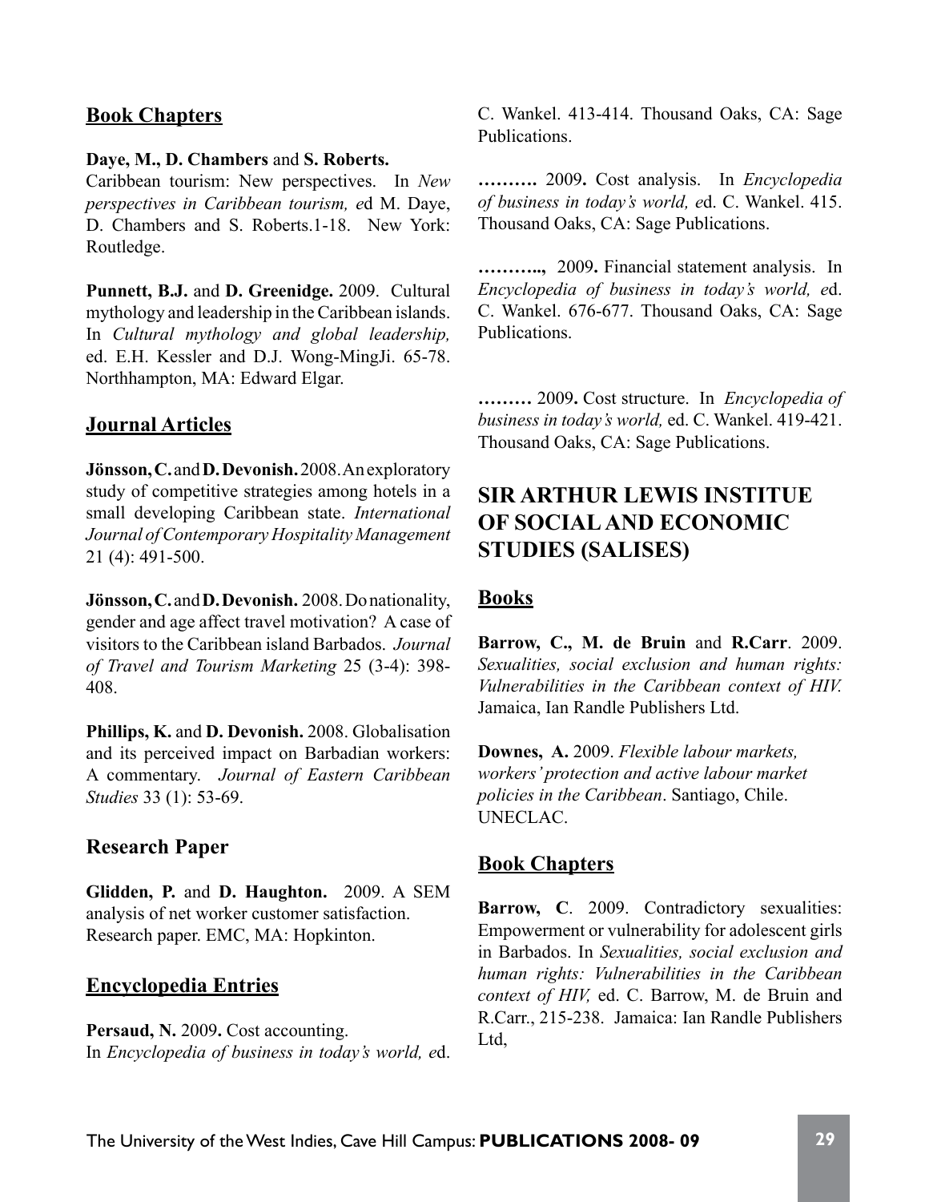## Book Chapters

**Daye, M., D. Chambers** and **S. Roberts.**
Caribbean tourism: New perspectives. In *New perspectives in Caribbean tourism, e*d M. Daye, D. Chambers and S. Roberts.1-18. New York: Routledge.

**Punnett, B.J.** and **D. Greenidge.** 2009. Cultural mythology and leadership in the Caribbean islands. In *Cultural mythology and global leadership,* ed. E.H. Kessler and D.J. Wong-MingJi. 65-78. Northhampton, MA: Edward Elgar.

## Journal Articles

**Jönsson, C.** and **D. Devonish.** 2008. An exploratory study of competitive strategies among hotels in a small developing Caribbean state. *International Journal of Contemporary Hospitality Management* 21 (4): 491-500.

**Jönsson, C.** and **D. Devonish.** 2008. Do nationality, gender and age affect travel motivation? A case of visitors to the Caribbean island Barbados. *Journal of Travel and Tourism Marketing* 25 (3-4): 398-408.

**Phillips, K.** and **D. Devonish.** 2008. Globalisation and its perceived impact on Barbadian workers: A commentary. *Journal of Eastern Caribbean Studies* 33 (1): 53-69.

## Research Paper

**Glidden, P.** and **D. Haughton.** 2009. A SEM analysis of net worker customer satisfaction. Research paper. EMC, MA: Hopkinton.

## Encyclopedia Entries

**Persaud, N.** 2009**.** Cost accounting.
In *Encyclopedia of business in today's world, e*d. C. Wankel. 413-414. Thousand Oaks, CA: Sage Publications.

**……….** 2009**.** Cost analysis. In *Encyclopedia of business in today's world, e*d. C. Wankel. 415. Thousand Oaks, CA: Sage Publications.

**………..,** 2009**.** Financial statement analysis. In *Encyclopedia of business in today's world, e*d. C. Wankel. 676-677. Thousand Oaks, CA: Sage Publications.

**………** 2009**.** Cost structure. In *Encyclopedia of business in today's world,* ed. C. Wankel. 419-421. Thousand Oaks, CA: Sage Publications.

# SIR ARTHUR LEWIS INSTITUE OF SOCIAL AND ECONOMIC STUDIES (SALISES)

## Books

**Barrow, C., M. de Bruin** and **R.Carr**. 2009. *Sexualities, social exclusion and human rights: Vulnerabilities in the Caribbean context of HIV.* Jamaica, Ian Randle Publishers Ltd.

**Downes, A.** 2009. *Flexible labour markets, workers' protection and active labour market policies in the Caribbean*. Santiago, Chile. UNECLAC.

## Book Chapters

**Barrow, C**. 2009. Contradictory sexualities: Empowerment or vulnerability for adolescent girls in Barbados. In *Sexualities, social exclusion and human rights: Vulnerabilities in the Caribbean context of HIV,* ed. C. Barrow, M. de Bruin and R.Carr., 215-238. Jamaica: Ian Randle Publishers Ltd,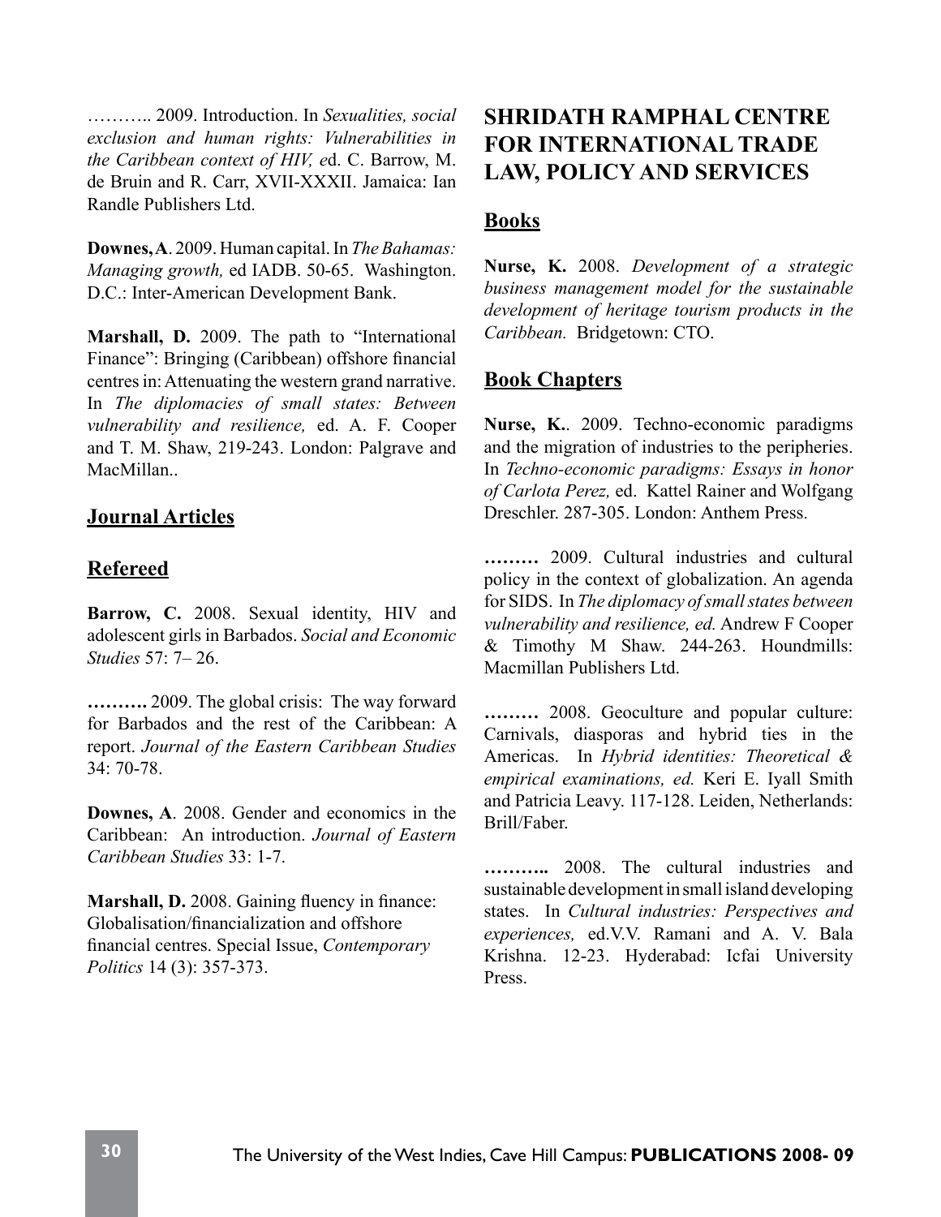……….. 2009. Introduction. In *Sexualities, social exclusion and human rights: Vulnerabilities in the Caribbean context of HIV, e*d. C. Barrow, M. de Bruin and R. Carr, XVII-XXXII. Jamaica: Ian Randle Publishers Ltd.

**Downes, A**. 2009. Human capital. In *The Bahamas: Managing growth,* ed IADB. 50-65. Washington. D.C.: Inter-American Development Bank.

**Marshall, D.** 2009. The path to "International Finance": Bringing (Caribbean) offshore financial centres in: Attenuating the western grand narrative. In *The diplomacies of small states: Between vulnerability and resilience,* ed. A. F. Cooper and T. M. Shaw, 219-243. London: Palgrave and MacMillan..

## Journal Articles

### Refereed

**Barrow, C.** 2008. Sexual identity, HIV and adolescent girls in Barbados. *Social and Economic Studies* 57: 7– 26.

**……….** 2009. The global crisis: The way forward for Barbados and the rest of the Caribbean: A report. *Journal of the Eastern Caribbean Studies* 34: 70-78.

**Downes, A**. 2008. Gender and economics in the Caribbean: An introduction. *Journal of Eastern Caribbean Studies* 33: 1-7.

**Marshall, D.** 2008. Gaining fluency in finance: Globalisation/financialization and offshore financial centres. Special Issue, *Contemporary Politics* 14 (3): 357-373.

# SHRIDATH RAMPHAL CENTRE FOR INTERNATIONAL TRADE LAW, POLICY AND SERVICES

## Books

**Nurse, K.** 2008. *Development of a strategic business management model for the sustainable development of heritage tourism products in the Caribbean.* Bridgetown: CTO.

## Book Chapters

**Nurse, K.**. 2009. Techno-economic paradigms and the migration of industries to the peripheries. In *Techno-economic paradigms: Essays in honor of Carlota Perez,* ed. Kattel Rainer and Wolfgang Dreschler. 287-305. London: Anthem Press.

**………** 2009. Cultural industries and cultural policy in the context of globalization. An agenda for SIDS. In *The diplomacy of small states between vulnerability and resilience, ed.* Andrew F Cooper & Timothy M Shaw. 244-263. Houndmills: Macmillan Publishers Ltd.

**………** 2008. Geoculture and popular culture: Carnivals, diasporas and hybrid ties in the Americas. In *Hybrid identities: Theoretical & empirical examinations, ed.* Keri E. Iyall Smith and Patricia Leavy. 117-128. Leiden, Netherlands: Brill/Faber.

**………..** 2008. The cultural industries and sustainable development in small island developing states. In *Cultural industries: Perspectives and experiences,* ed.V.V. Ramani and A. V. Bala Krishna. 12-23. Hyderabad: Icfai University Press.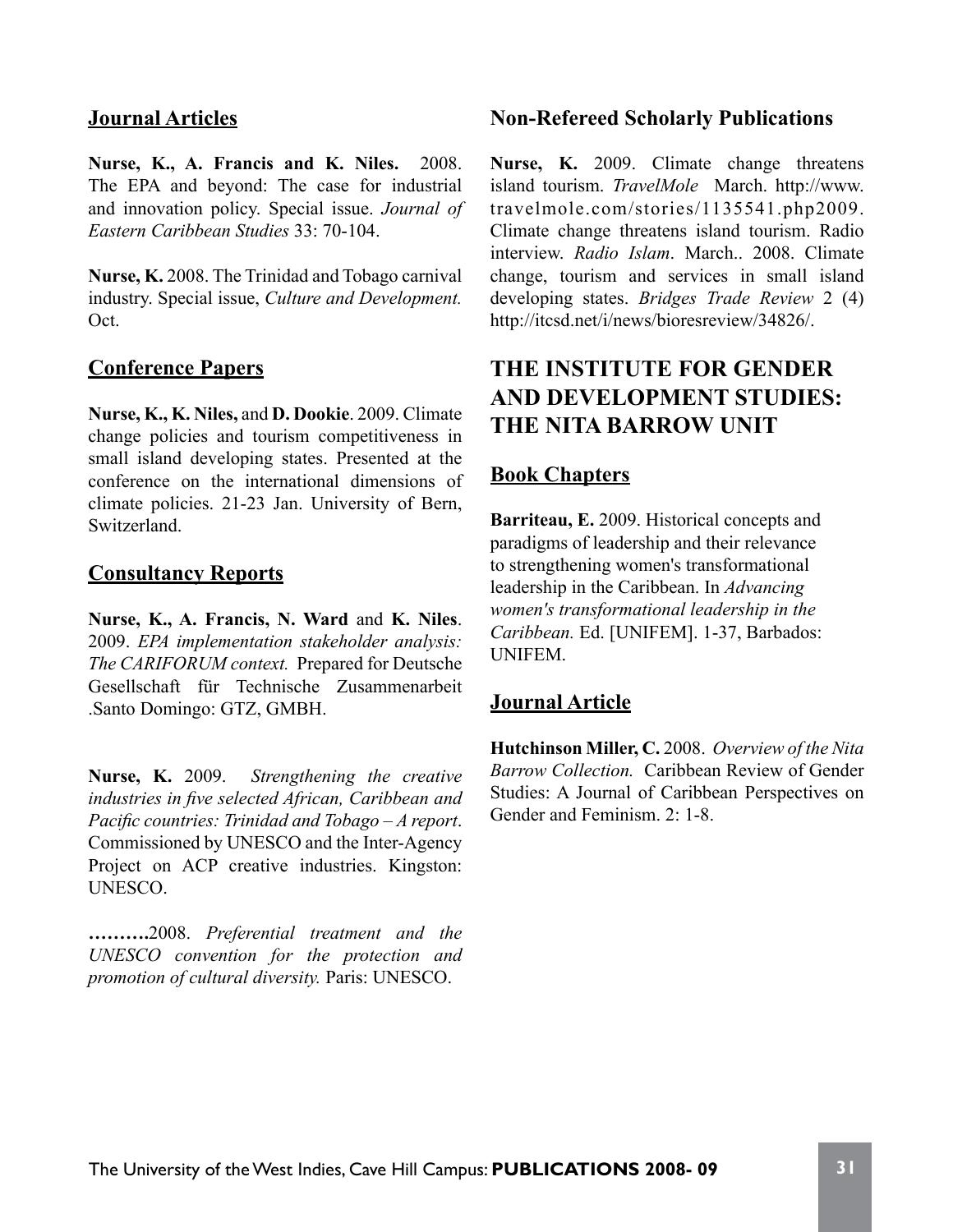### Journal Articles

**Nurse, K., A. Francis and K. Niles.** 2008. The EPA and beyond: The case for industrial and innovation policy. Special issue. *Journal of Eastern Caribbean Studies* 33: 70-104.

**Nurse, K.** 2008. The Trinidad and Tobago carnival industry. Special issue, *Culture and Development.* Oct.

### Conference Papers

**Nurse, K., K. Niles,** and **D. Dookie**. 2009. Climate change policies and tourism competitiveness in small island developing states. Presented at the conference on the international dimensions of climate policies. 21-23 Jan. University of Bern, Switzerland.

### Consultancy Reports

**Nurse, K., A. Francis, N. Ward** and **K. Niles**. 2009. *EPA implementation stakeholder analysis: The CARIFORUM context.* Prepared for Deutsche Gesellschaft für Technische Zusammenarbeit .Santo Domingo: GTZ, GMBH.

**Nurse, K.** 2009. *Strengthening the creative industries in five selected African, Caribbean and Pacific countries: Trinidad and Tobago – A report*. Commissioned by UNESCO and the Inter-Agency Project on ACP creative industries. Kingston: UNESCO.

**……….**2008. *Preferential treatment and the UNESCO convention for the protection and promotion of cultural diversity.* Paris: UNESCO.

### Non-Refereed Scholarly Publications

**Nurse, K.** 2009. Climate change threatens island tourism. *TravelMole* March. http://www.travelmole.com/stories/1135541.php2009. Climate change threatens island tourism. Radio interview. *Radio Islam*. March.. 2008. Climate change, tourism and services in small island developing states. *Bridges Trade Review* 2 (4) http://itcsd.net/i/news/bioresreview/34826/.

## THE INSTITUTE FOR GENDER AND DEVELOPMENT STUDIES: THE NITA BARROW UNIT

### Book Chapters

**Barriteau, E.** 2009. Historical concepts and paradigms of leadership and their relevance to strengthening women's transformational leadership in the Caribbean. In *Advancing women's transformational leadership in the Caribbean.* Ed. [UNIFEM]. 1-37, Barbados: UNIFEM.

### Journal Article

**Hutchinson Miller, C.** 2008. *Overview of the Nita Barrow Collection.* Caribbean Review of Gender Studies: A Journal of Caribbean Perspectives on Gender and Feminism. 2: 1-8.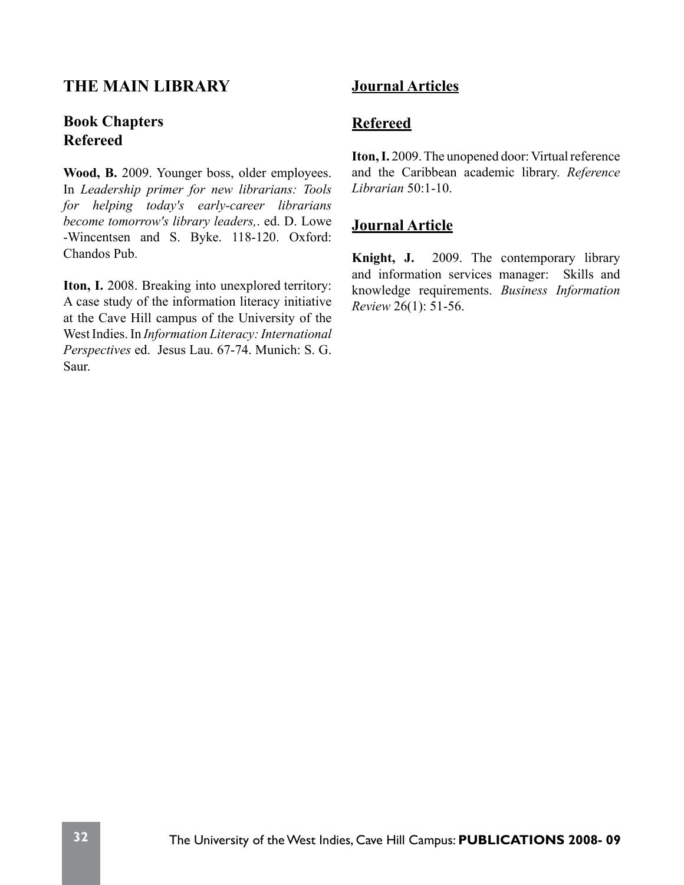## THE MAIN LIBRARY

### Book Chapters
### Refereed

**Wood, B.** 2009. Younger boss, older employees. In *Leadership primer for new librarians: Tools for helping today's early-career librarians become tomorrow's library leaders,*. ed. D. Lowe -Wincentsen and S. Byke. 118-120. Oxford: Chandos Pub.

**Iton, I.** 2008. Breaking into unexplored territory: A case study of the information literacy initiative at the Cave Hill campus of the University of the West Indies. In *Information Literacy: International Perspectives* ed. Jesus Lau. 67-74. Munich: S. G. Saur.

### Journal Articles

### Refereed

**Iton, I.** 2009. The unopened door: Virtual reference and the Caribbean academic library. *Reference Librarian* 50:1-10.

### Journal Article

**Knight, J.** 2009. The contemporary library and information services manager: Skills and knowledge requirements. *Business Information Review* 26(1): 51-56.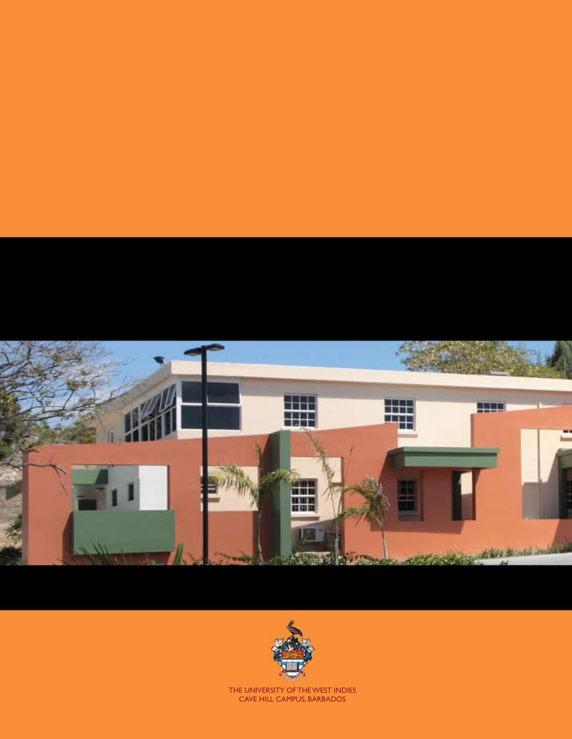THE UNIVERSITY OF THE WEST INDIES
CAVE HILL CAMPUS, BARBADOS